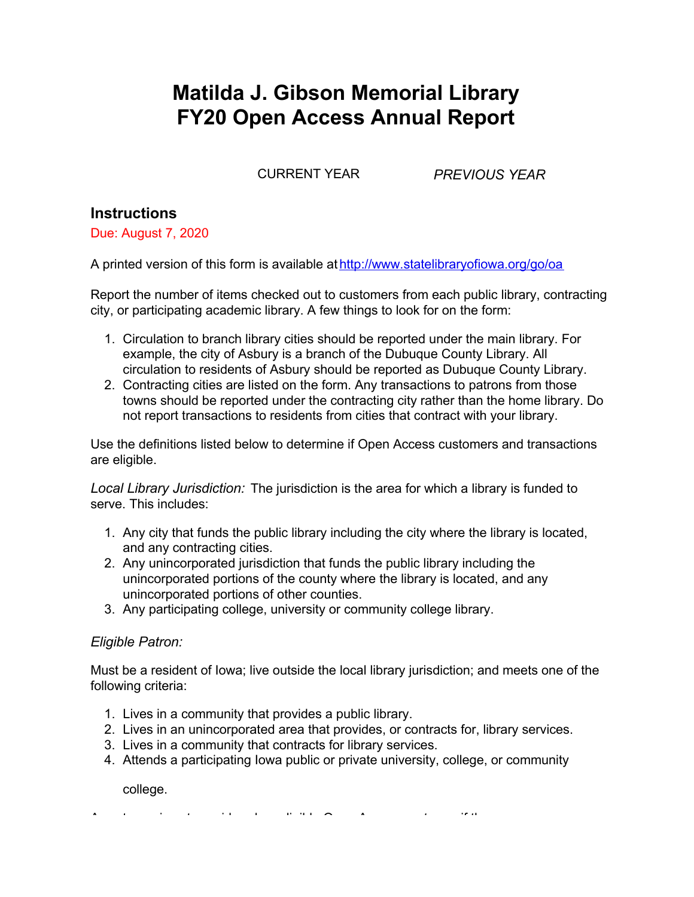# Matilda J. Gibson Memorial Library
# FY20 Open Access Annual Report

CURRENT YEAR *PREVIOUS YEAR*

## Instructions

Due: August 7, 2020

A printed version of this form is available at [http://www.statelibraryofiowa.org/go/oa](http://www.statelibraryofiowa.org/go/oa)

Report the number of items checked out to customers from each public library, contracting city, or participating academic library. A few things to look for on the form:

1. Circulation to branch library cities should be reported under the main library. For example, the city of Asbury is a branch of the Dubuque County Library. All circulation to residents of Asbury should be reported as Dubuque County Library.
2. Contracting cities are listed on the form. Any transactions to patrons from those towns should be reported under the contracting city rather than the home library. Do not report transactions to residents from cities that contract with your library.

Use the definitions listed below to determine if Open Access customers and transactions are eligible.

*Local Library Jurisdiction:* The jurisdiction is the area for which a library is funded to serve. This includes:

1. Any city that funds the public library including the city where the library is located, and any contracting cities.
2. Any unincorporated jurisdiction that funds the public library including the unincorporated portions of the county where the library is located, and any unincorporated portions of other counties.
3. Any participating college, university or community college library.

*Eligible Patron:*

Must be a resident of Iowa; live outside the local library jurisdiction; and meets one of the following criteria:

1. Lives in a community that provides a public library.
2. Lives in an unincorporated area that provides, or contracts for, library services.
3. Lives in a community that contracts for library services.
4. Attends a participating Iowa public or private university, college, or community college.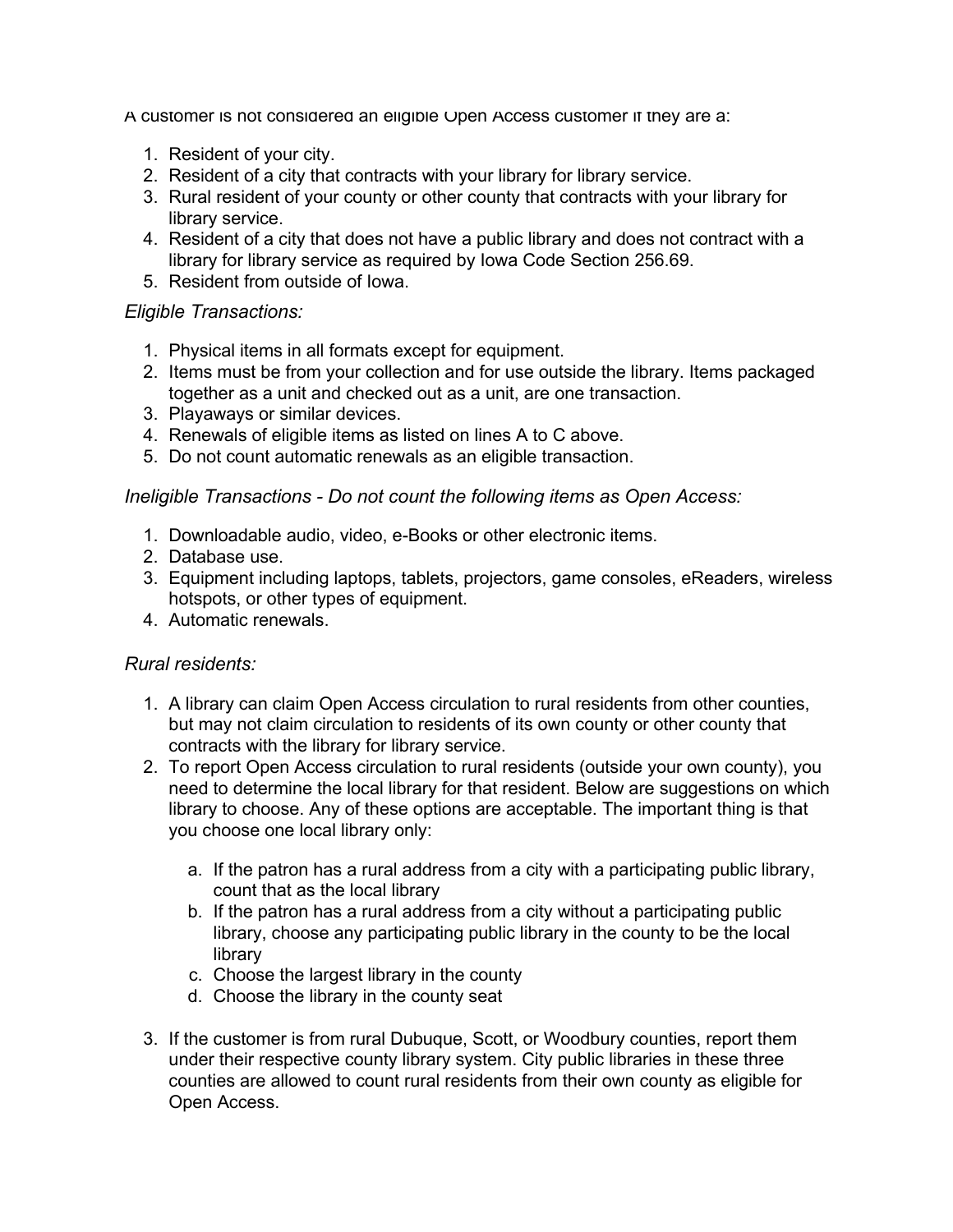A customer is not considered an eligible Open Access customer if they are a:

1. Resident of your city.
2. Resident of a city that contracts with your library for library service.
3. Rural resident of your county or other county that contracts with your library for library service.
4. Resident of a city that does not have a public library and does not contract with a library for library service as required by Iowa Code Section 256.69.
5. Resident from outside of Iowa.

*Eligible Transactions:*

1. Physical items in all formats except for equipment.
2. Items must be from your collection and for use outside the library. Items packaged together as a unit and checked out as a unit, are one transaction.
3. Playaways or similar devices.
4. Renewals of eligible items as listed on lines A to C above.
5. Do not count automatic renewals as an eligible transaction.

*Ineligible Transactions - Do not count the following items as Open Access:*

1. Downloadable audio, video, e-Books or other electronic items.
2. Database use.
3. Equipment including laptops, tablets, projectors, game consoles, eReaders, wireless hotspots, or other types of equipment.
4. Automatic renewals.

*Rural residents:*

1. A library can claim Open Access circulation to rural residents from other counties, but may not claim circulation to residents of its own county or other county that contracts with the library for library service.
2. To report Open Access circulation to rural residents (outside your own county), you need to determine the local library for that resident. Below are suggestions on which library to choose. Any of these options are acceptable. The important thing is that you choose one local library only:

    a. If the patron has a rural address from a city with a participating public library, count that as the local library
    b. If the patron has a rural address from a city without a participating public library, choose any participating public library in the county to be the local library
    c. Choose the largest library in the county
    d. Choose the library in the county seat

3. If the customer is from rural Dubuque, Scott, or Woodbury counties, report them under their respective county library system. City public libraries in these three counties are allowed to count rural residents from their own county as eligible for Open Access.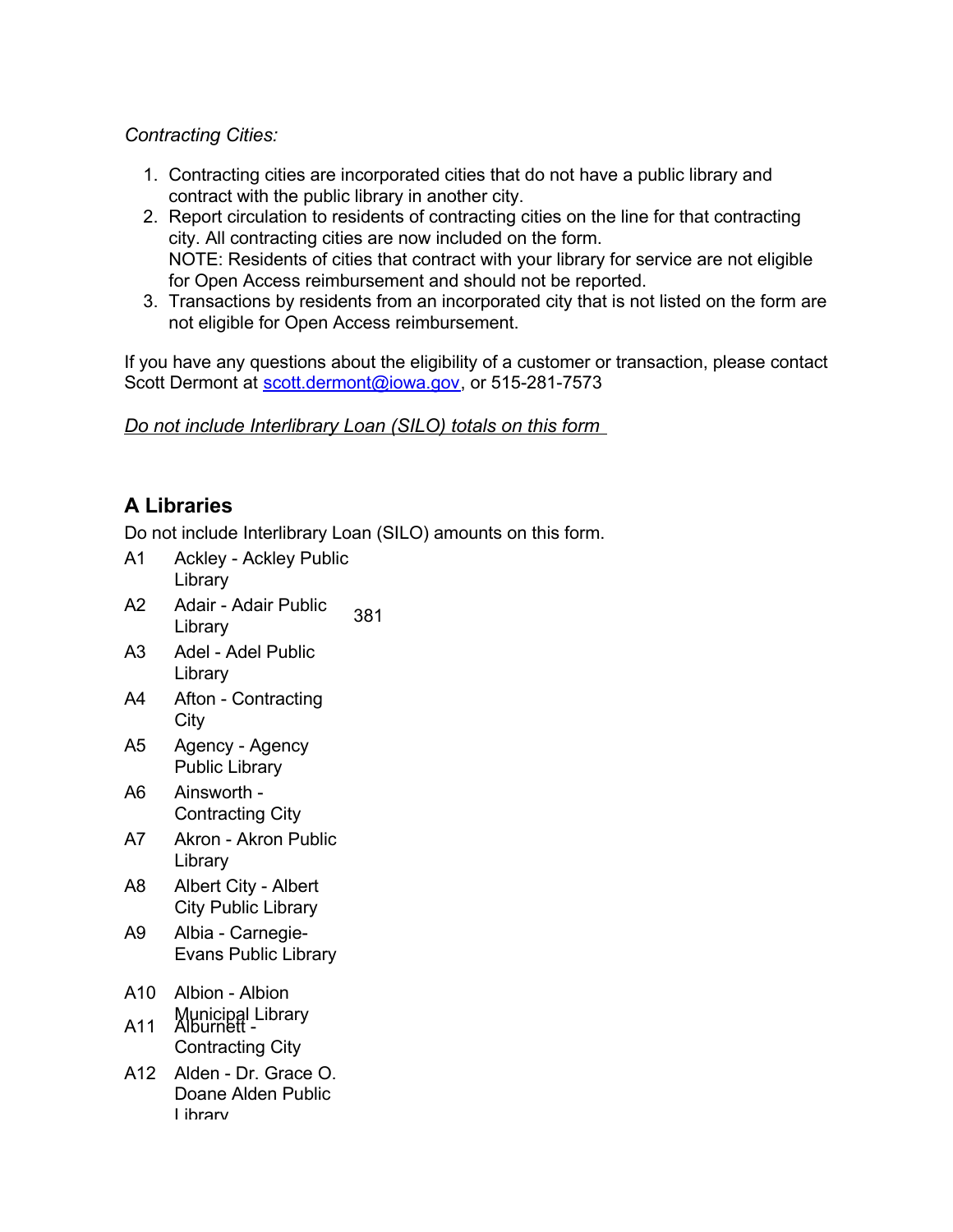*Contracting Cities:*

1. Contracting cities are incorporated cities that do not have a public library and contract with the public library in another city.
2. Report circulation to residents of contracting cities on the line for that contracting city. All contracting cities are now included on the form.
   NOTE: Residents of cities that contract with your library for service are not eligible for Open Access reimbursement and should not be reported.
3. Transactions by residents from an incorporated city that is not listed on the form are not eligible for Open Access reimbursement.

If you have any questions about the eligibility of a customer or transaction, please contact Scott Dermont at [scott.dermont@iowa.gov](mailto:scott.dermont@iowa.gov), or 515-281-7573

*Do not include Interlibrary Loan (SILO) totals on this form*

## A Libraries

Do not include Interlibrary Loan (SILO) amounts on this form.

| | | |
|---|---|---|
| A1 | Ackley - Ackley Public Library | |
| A2 | Adair - Adair Public Library | 381 |
| A3 | Adel - Adel Public Library | |
| A4 | Afton - Contracting City | |
| A5 | Agency - Agency Public Library | |
| A6 | Ainsworth - Contracting City | |
| A7 | Akron - Akron Public Library | |
| A8 | Albert City - Albert City Public Library | |
| A9 | Albia - Carnegie-Evans Public Library | |
| A10 | Albion - Albion Municipal Library | |
| A11 | Alburnett - Contracting City | |
| A12 | Alden - Dr. Grace O. Doane Alden Public Library | |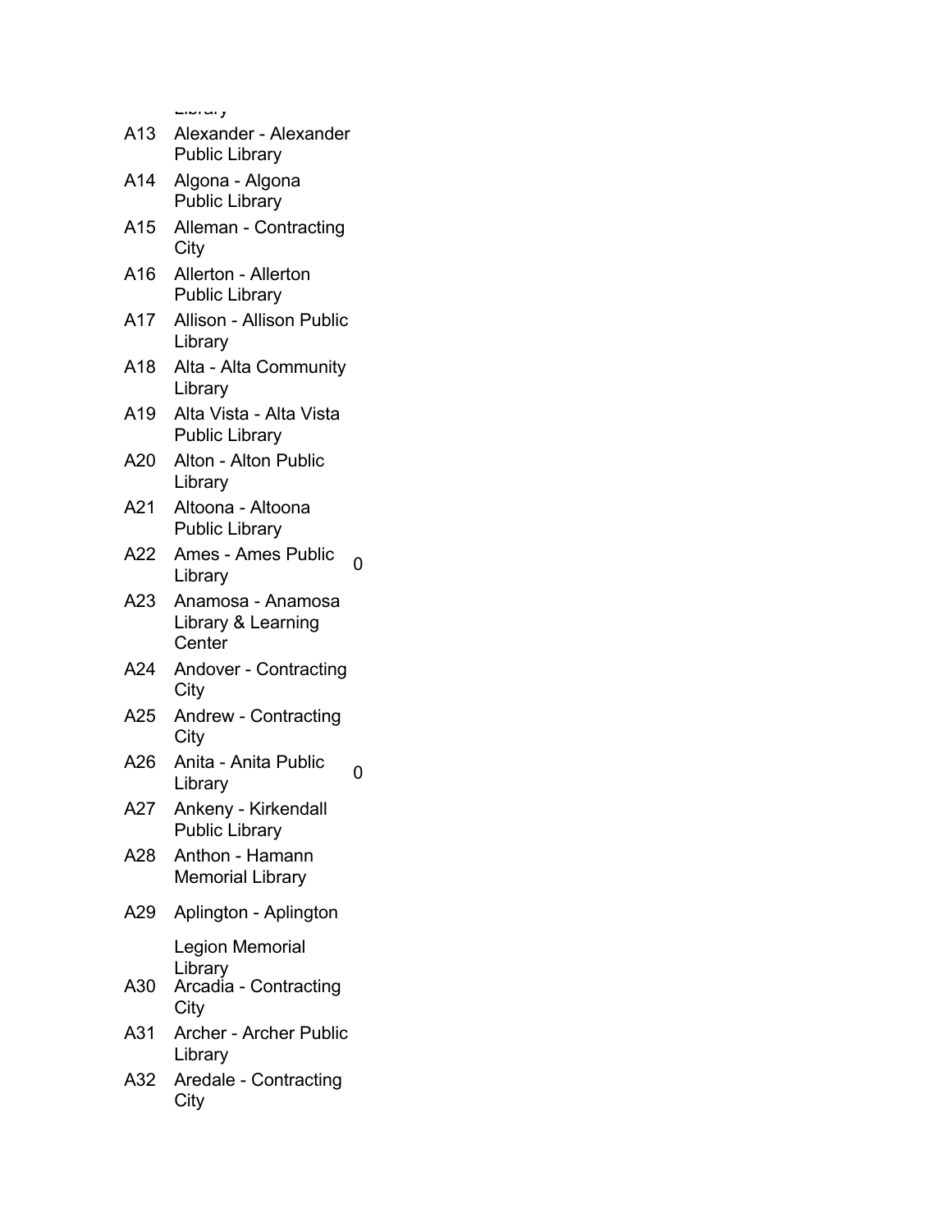Library

| | | |
|---|---|---|
| A13 | Alexander - Alexander Public Library | |
| A14 | Algona - Algona Public Library | |
| A15 | Alleman - Contracting City | |
| A16 | Allerton - Allerton Public Library | |
| A17 | Allison - Allison Public Library | |
| A18 | Alta - Alta Community Library | |
| A19 | Alta Vista - Alta Vista Public Library | |
| A20 | Alton - Alton Public Library | |
| A21 | Altoona - Altoona Public Library | |
| A22 | Ames - Ames Public Library | 0 |
| A23 | Anamosa - Anamosa Library & Learning Center | |
| A24 | Andover - Contracting City | |
| A25 | Andrew - Contracting City | |
| A26 | Anita - Anita Public Library | 0 |
| A27 | Ankeny - Kirkendall Public Library | |
| A28 | Anthon - Hamann Memorial Library | |
| A29 | Aplington - Aplington Legion Memorial Library | |
| A30 | Arcadia - Contracting City | |
| A31 | Archer - Archer Public Library | |
| A32 | Aredale - Contracting City | |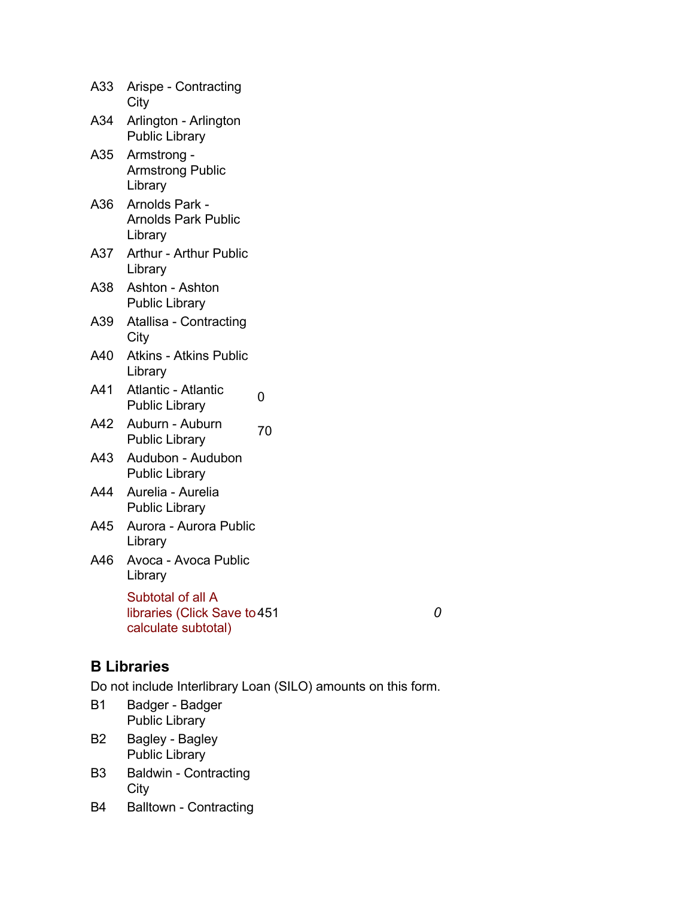| | | | |
|---|---|---|---|
| A33 | Arispe - Contracting City | | |
| A34 | Arlington - Arlington Public Library | | |
| A35 | Armstrong - Armstrong Public Library | | |
| A36 | Arnolds Park - Arnolds Park Public Library | | |
| A37 | Arthur - Arthur Public Library | | |
| A38 | Ashton - Ashton Public Library | | |
| A39 | Atallisa - Contracting City | | |
| A40 | Atkins - Atkins Public Library | | |
| A41 | Atlantic - Atlantic Public Library | 0 | |
| A42 | Auburn - Auburn Public Library | 70 | |
| A43 | Audubon - Audubon Public Library | | |
| A44 | Aurelia - Aurelia Public Library | | |
| A45 | Aurora - Aurora Public Library | | |
| A46 | Avoca - Avoca Public Library | | |
| | Subtotal of all A libraries (Click Save to calculate subtotal) | 451 | *0* |

### B Libraries

Do not include Interlibrary Loan (SILO) amounts on this form.

| | | | |
|---|---|---|---|
| B1 | Badger - Badger Public Library | | |
| B2 | Bagley - Bagley Public Library | | |
| B3 | Baldwin - Contracting City | | |
| B4 | Balltown - Contracting | | |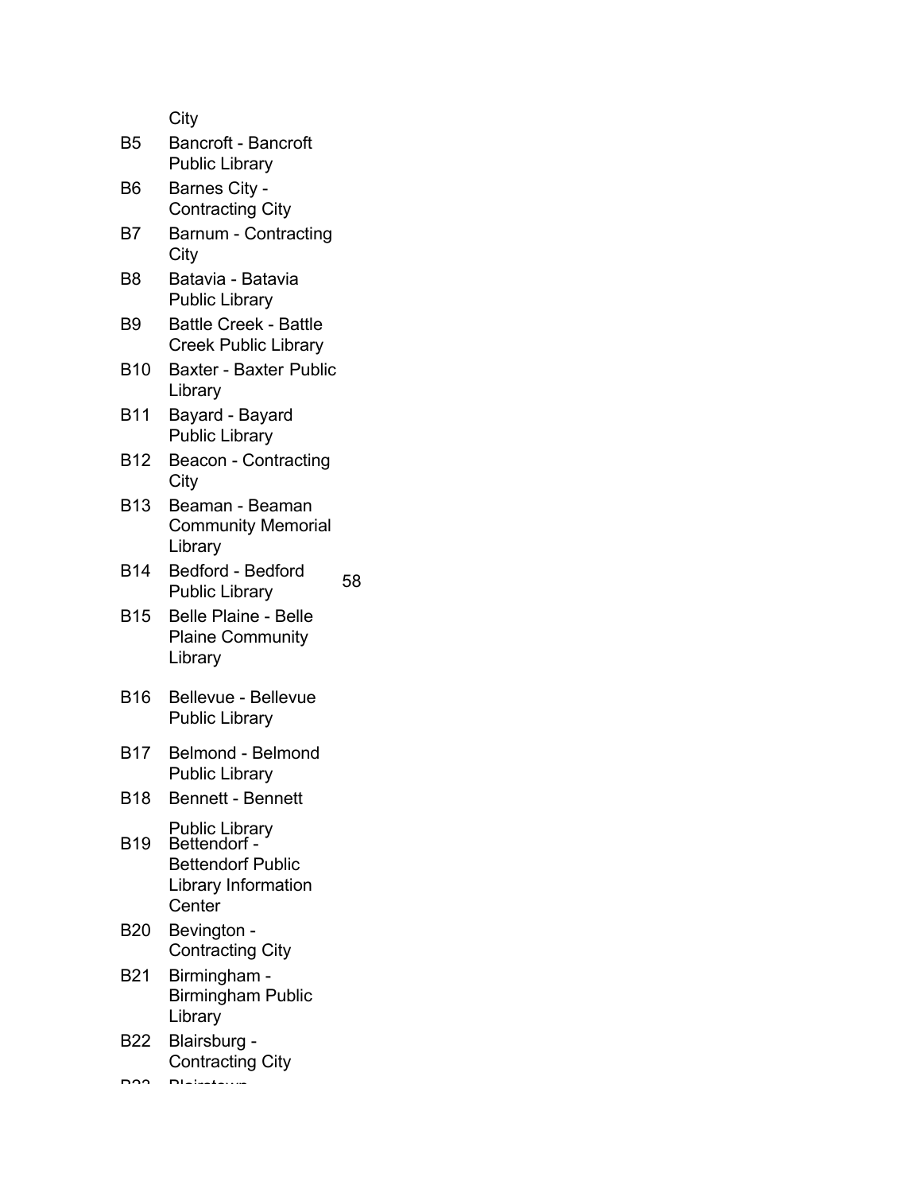City

| | |
|---|---|
| B5 | Bancroft - Bancroft Public Library |
| B6 | Barnes City - Contracting City |
| B7 | Barnum - Contracting City |
| B8 | Batavia - Batavia Public Library |
| B9 | Battle Creek - Battle Creek Public Library |
| B10 | Baxter - Baxter Public Library |
| B11 | Bayard - Bayard Public Library |
| B12 | Beacon - Contracting City |
| B13 | Beaman - Beaman Community Memorial Library |
| B14 | Bedford - Bedford Public Library |
| B15 | Belle Plaine - Belle Plaine Community Library |
| B16 | Bellevue - Bellevue Public Library |
| B17 | Belmond - Belmond Public Library |
| B18 | Bennett - Bennett Public Library |
| B19 | Bettendorf - Bettendorf Public Library Information Center |
| B20 | Bevington - Contracting City |
| B21 | Birmingham - Birmingham Public Library |
| B22 | Blairsburg - Contracting City |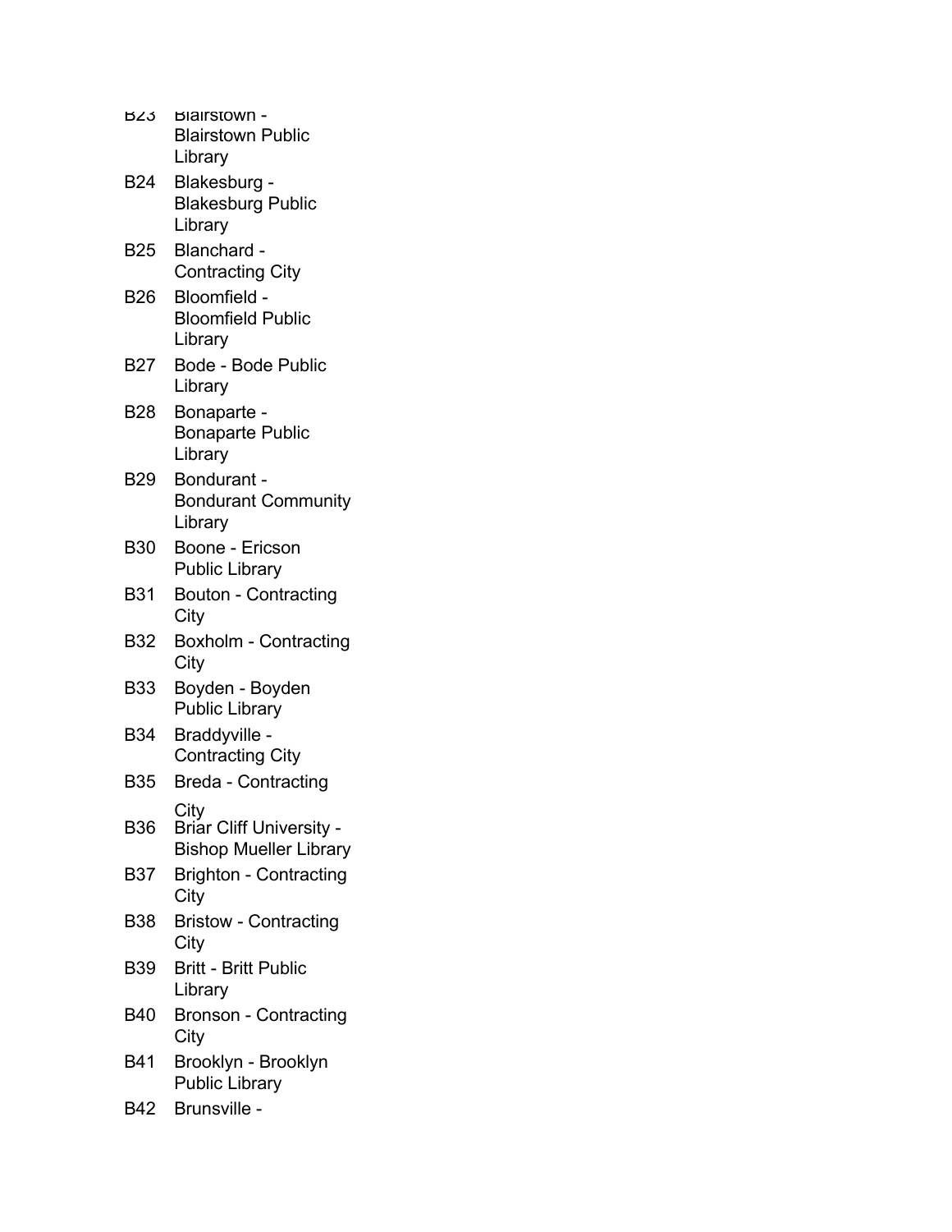B23 Blairstown - Blairstown Public Library

B24 Blakesburg - Blakesburg Public Library

B25 Blanchard - Contracting City

B26 Bloomfield - Bloomfield Public Library

B27 Bode - Bode Public Library

B28 Bonaparte - Bonaparte Public Library

B29 Bondurant - Bondurant Community Library

B30 Boone - Ericson Public Library

B31 Bouton - Contracting City

B32 Boxholm - Contracting City

B33 Boyden - Boyden Public Library

B34 Braddyville - Contracting City

B35 Breda - Contracting City

B36 Briar Cliff University - Bishop Mueller Library

B37 Brighton - Contracting City

B38 Bristow - Contracting City

B39 Britt - Britt Public Library

B40 Bronson - Contracting City

B41 Brooklyn - Brooklyn Public Library

B42 Brunsville -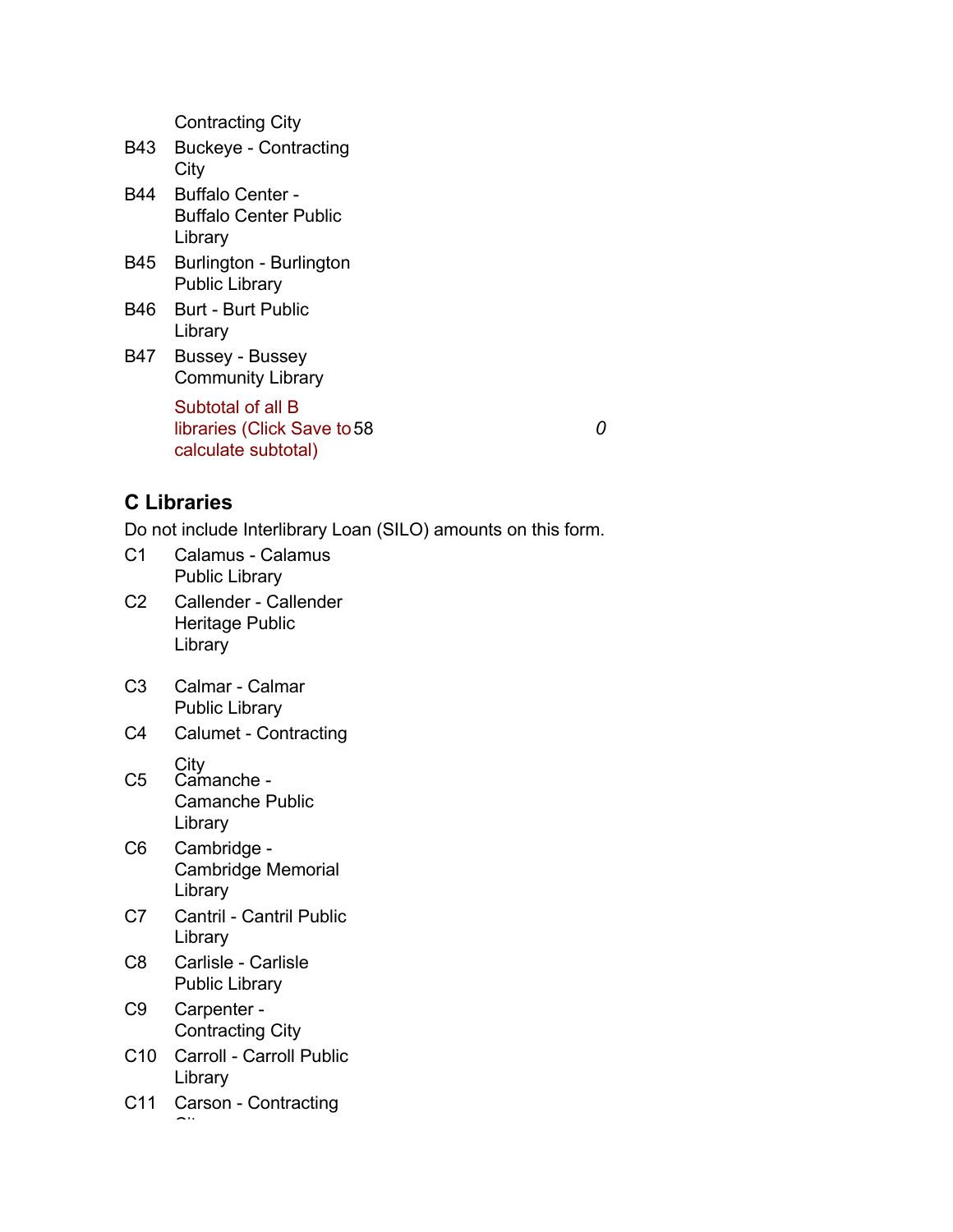Contracting City

| | | | |
|---|---|---|---|
| B43 | Buckeye - Contracting City | | |
| B44 | Buffalo Center - Buffalo Center Public Library | | |
| B45 | Burlington - Burlington Public Library | | |
| B46 | Burt - Burt Public Library | | |
| B47 | Bussey - Bussey Community Library | | |
| | Subtotal of all B libraries (Click Save to calculate subtotal) | 58 | *0* |

## C Libraries

Do not include Interlibrary Loan (SILO) amounts on this form.

| | |
|---|---|
| C1 | Calamus - Calamus Public Library |
| C2 | Callender - Callender Heritage Public Library |
| C3 | Calmar - Calmar Public Library |
| C4 | Calumet - Contracting City |
| C5 | Camanche - Camanche Public Library |
| C6 | Cambridge - Cambridge Memorial Library |
| C7 | Cantril - Cantril Public Library |
| C8 | Carlisle - Carlisle Public Library |
| C9 | Carpenter - Contracting City |
| C10 | Carroll - Carroll Public Library |
| C11 | Carson - Contracting City |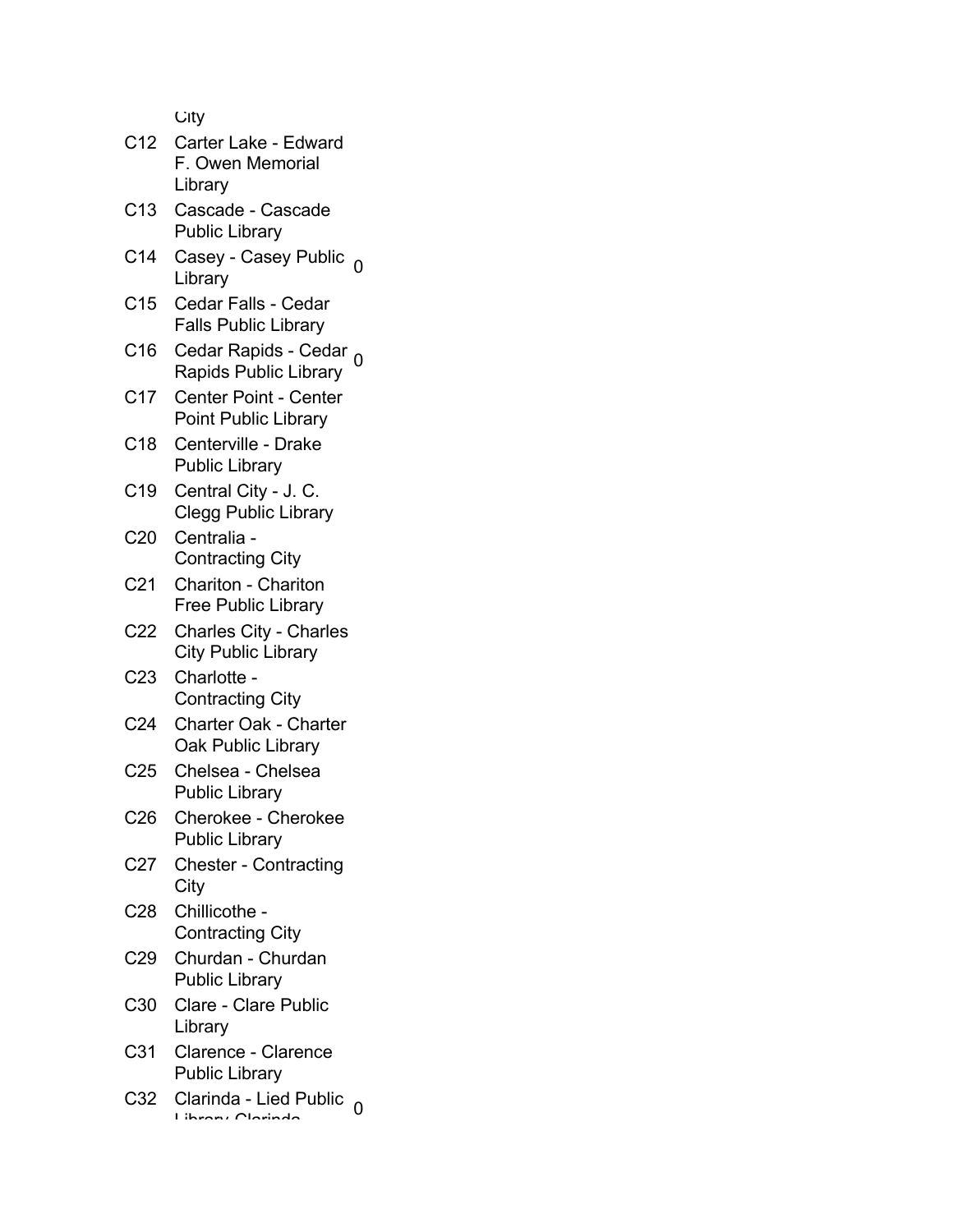| | | |
|---|---|---|
| | City | |
| C12 | Carter Lake - Edward F. Owen Memorial Library | |
| C13 | Cascade - Cascade Public Library | |
| C14 | Casey - Casey Public Library | 0 |
| C15 | Cedar Falls - Cedar Falls Public Library | |
| C16 | Cedar Rapids - Cedar Rapids Public Library | 0 |
| C17 | Center Point - Center Point Public Library | |
| C18 | Centerville - Drake Public Library | |
| C19 | Central City - J. C. Clegg Public Library | |
| C20 | Centralia - Contracting City | |
| C21 | Chariton - Chariton Free Public Library | |
| C22 | Charles City - Charles City Public Library | |
| C23 | Charlotte - Contracting City | |
| C24 | Charter Oak - Charter Oak Public Library | |
| C25 | Chelsea - Chelsea Public Library | |
| C26 | Cherokee - Cherokee Public Library | |
| C27 | Chester - Contracting City | |
| C28 | Chillicothe - Contracting City | |
| C29 | Churdan - Churdan Public Library | |
| C30 | Clare - Clare Public Library | |
| C31 | Clarence - Clarence Public Library | |
| C32 | Clarinda - Lied Public Library Clarinda | 0 |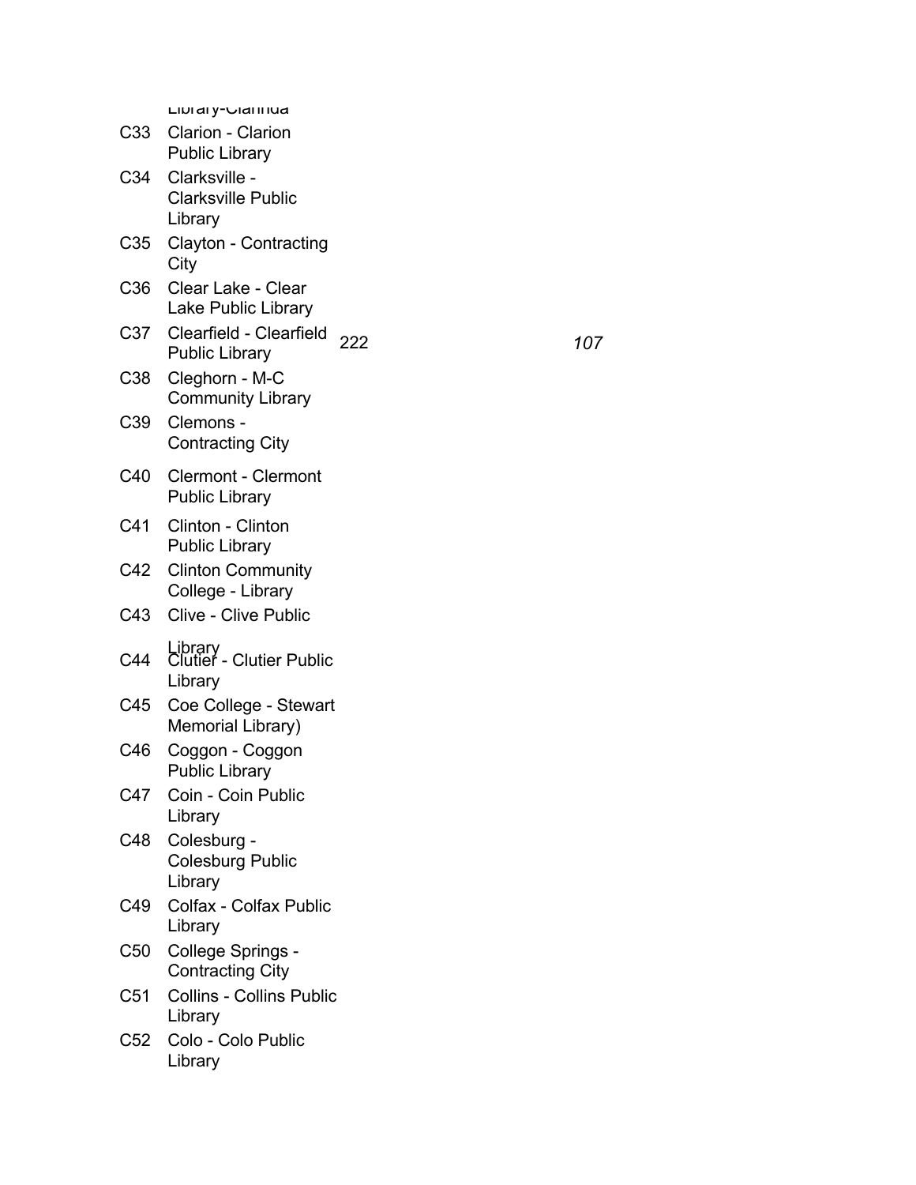| | Library-Clarinda | | |
|---|---|---|---|
| C33 | Clarion - Clarion Public Library | | |
| C34 | Clarksville - Clarksville Public Library | | |
| C35 | Clayton - Contracting City | | |
| C36 | Clear Lake - Clear Lake Public Library | | |
| C37 | Clearfield - Clearfield Public Library | 222 | *107* |
| C38 | Cleghorn - M-C Community Library | | |
| C39 | Clemons - Contracting City | | |
| C40 | Clermont - Clermont Public Library | | |
| C41 | Clinton - Clinton Public Library | | |
| C42 | Clinton Community College - Library | | |
| C43 | Clive - Clive Public Library | | |
| C44 | Clutier - Clutier Public Library | | |
| C45 | Coe College - Stewart Memorial Library) | | |
| C46 | Coggon - Coggon Public Library | | |
| C47 | Coin - Coin Public Library | | |
| C48 | Colesburg - Colesburg Public Library | | |
| C49 | Colfax - Colfax Public Library | | |
| C50 | College Springs - Contracting City | | |
| C51 | Collins - Collins Public Library | | |
| C52 | Colo - Colo Public Library | | |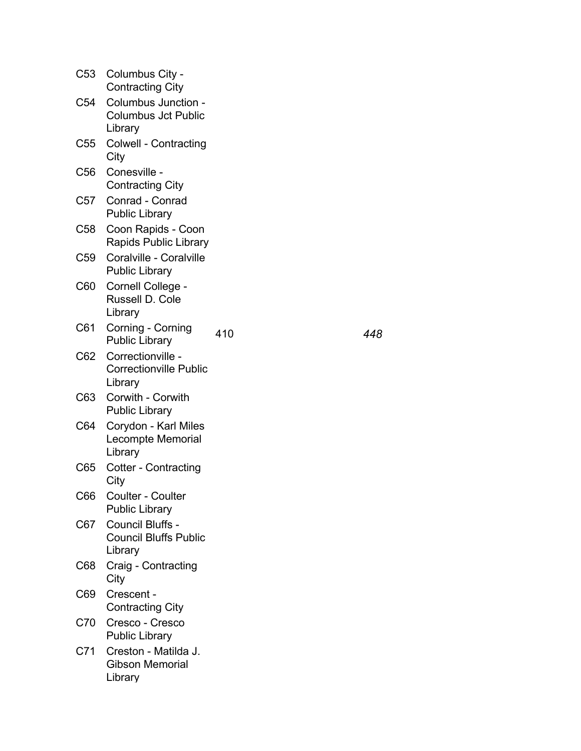| | | | |
|---|---|---|---|
| C53 | Columbus City - Contracting City | | |
| C54 | Columbus Junction - Columbus Jct Public Library | | |
| C55 | Colwell - Contracting City | | |
| C56 | Conesville - Contracting City | | |
| C57 | Conrad - Conrad Public Library | | |
| C58 | Coon Rapids - Coon Rapids Public Library | | |
| C59 | Coralville - Coralville Public Library | | |
| C60 | Cornell College - Russell D. Cole Library | | |
| C61 | Corning - Corning Public Library | 410 | *448* |
| C62 | Correctionville - Correctionville Public Library | | |
| C63 | Corwith - Corwith Public Library | | |
| C64 | Corydon - Karl Miles Lecompte Memorial Library | | |
| C65 | Cotter - Contracting City | | |
| C66 | Coulter - Coulter Public Library | | |
| C67 | Council Bluffs - Council Bluffs Public Library | | |
| C68 | Craig - Contracting City | | |
| C69 | Crescent - Contracting City | | |
| C70 | Cresco - Cresco Public Library | | |
| C71 | Creston - Matilda J. Gibson Memorial Library | | |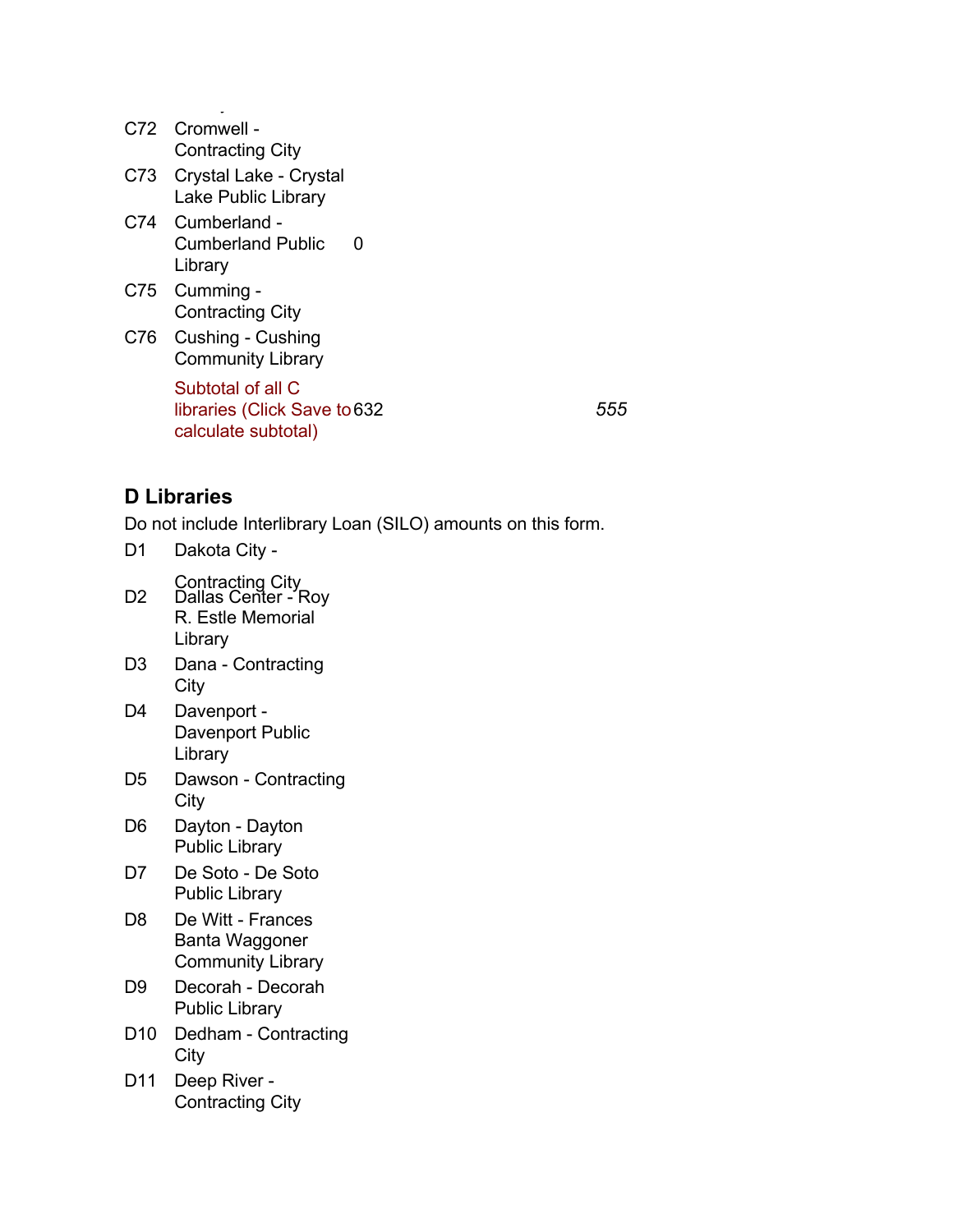| | | | |
|---|---|---|---|
| C72 | Cromwell - Contracting City | | |
| C73 | Crystal Lake - Crystal Lake Public Library | | |
| C74 | Cumberland - Cumberland Public Library | 0 | |
| C75 | Cumming - Contracting City | | |
| C76 | Cushing - Cushing Community Library | | |
| | Subtotal of all C libraries (Click Save to calculate subtotal) | 632 | *555* |

## D Libraries

Do not include Interlibrary Loan (SILO) amounts on this form.

| | | | |
|---|---|---|---|
| D1 | Dakota City - Contracting City | | |
| D2 | Dallas Center - Roy R. Estle Memorial Library | | |
| D3 | Dana - Contracting City | | |
| D4 | Davenport - Davenport Public Library | | |
| D5 | Dawson - Contracting City | | |
| D6 | Dayton - Dayton Public Library | | |
| D7 | De Soto - De Soto Public Library | | |
| D8 | De Witt - Frances Banta Waggoner Community Library | | |
| D9 | Decorah - Decorah Public Library | | |
| D10 | Dedham - Contracting City | | |
| D11 | Deep River - Contracting City | | |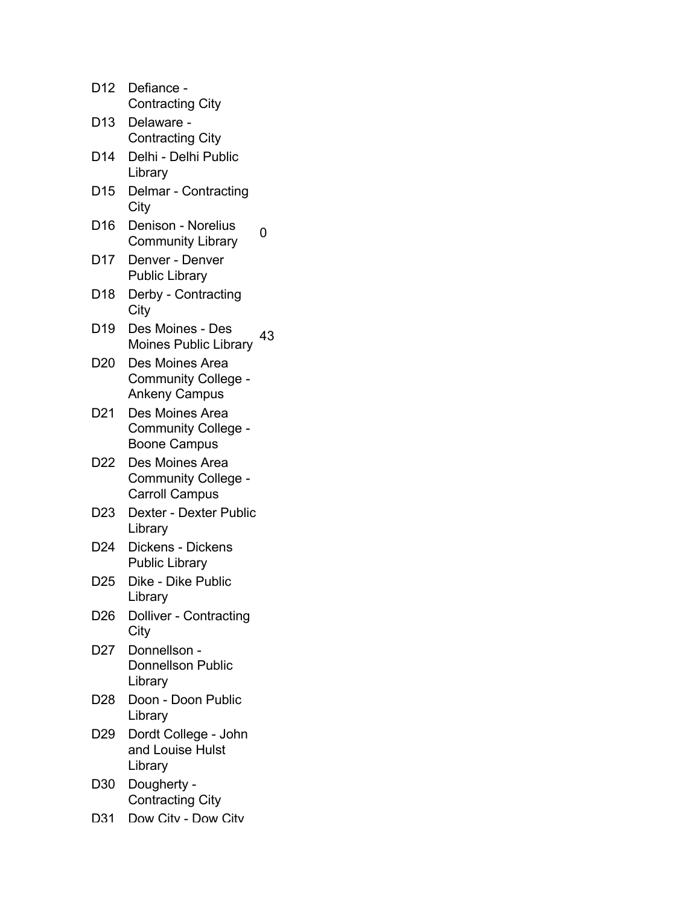| | | |
|---|---|---|
| D12 | Defiance - Contracting City | |
| D13 | Delaware - Contracting City | |
| D14 | Delhi - Delhi Public Library | |
| D15 | Delmar - Contracting City | |
| D16 | Denison - Norelius Community Library | 0 |
| D17 | Denver - Denver Public Library | |
| D18 | Derby - Contracting City | |
| D19 | Des Moines - Des Moines Public Library | 43 |
| D20 | Des Moines Area Community College - Ankeny Campus | |
| D21 | Des Moines Area Community College - Boone Campus | |
| D22 | Des Moines Area Community College - Carroll Campus | |
| D23 | Dexter - Dexter Public Library | |
| D24 | Dickens - Dickens Public Library | |
| D25 | Dike - Dike Public Library | |
| D26 | Dolliver - Contracting City | |
| D27 | Donnellson - Donnellson Public Library | |
| D28 | Doon - Doon Public Library | |
| D29 | Dordt College - John and Louise Hulst Library | |
| D30 | Dougherty - Contracting City | |
| D31 | Dow City - Dow City | |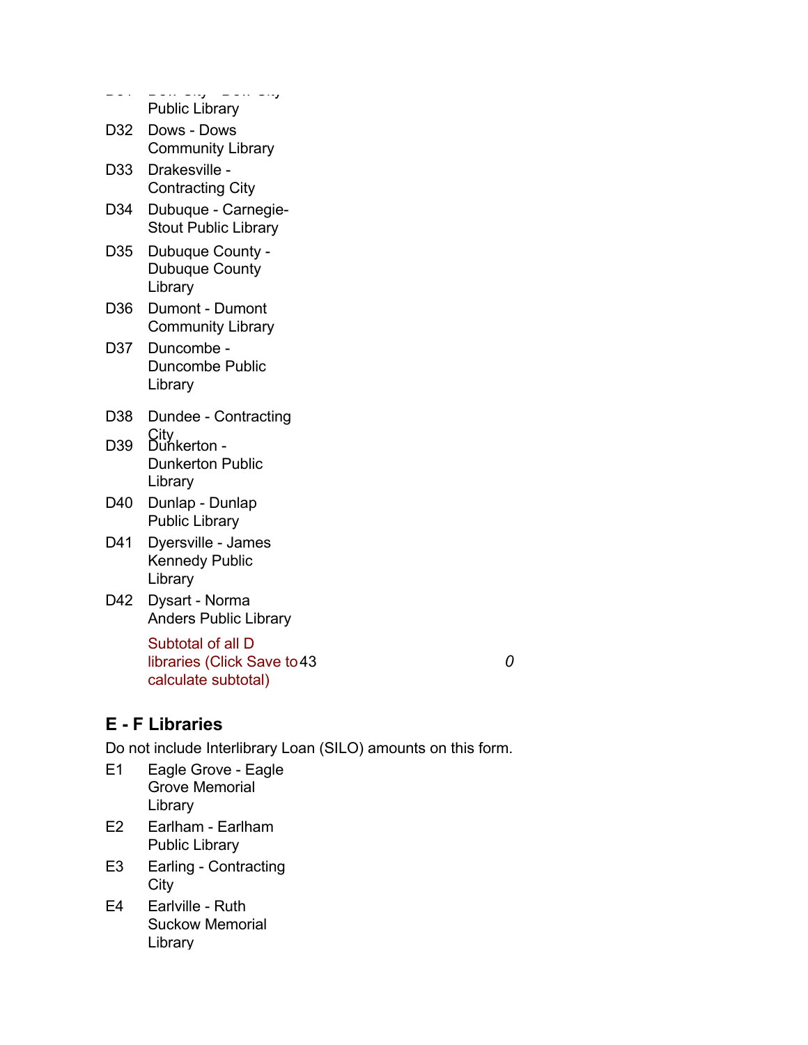| | |
|---|---|
| D31 | Dow City - Dow City Public Library |
| D32 | Dows - Dows Community Library |
| D33 | Drakesville - Contracting City |
| D34 | Dubuque - Carnegie-Stout Public Library |
| D35 | Dubuque County - Dubuque County Library |
| D36 | Dumont - Dumont Community Library |
| D37 | Duncombe - Duncombe Public Library |
| D38 | Dundee - Contracting City |
| D39 | Dunkerton - Dunkerton Public Library |
| D40 | Dunlap - Dunlap Public Library |
| D41 | Dyersville - James Kennedy Public Library |
| D42 | Dysart - Norma Anders Public Library |

Subtotal of all D libraries (Click Save to calculate subtotal) 43 *0*

## E - F Libraries

Do not include Interlibrary Loan (SILO) amounts on this form.

| | |
|---|---|
| E1 | Eagle Grove - Eagle Grove Memorial Library |
| E2 | Earlham - Earlham Public Library |
| E3 | Earling - Contracting City |
| E4 | Earlville - Ruth Suckow Memorial Library |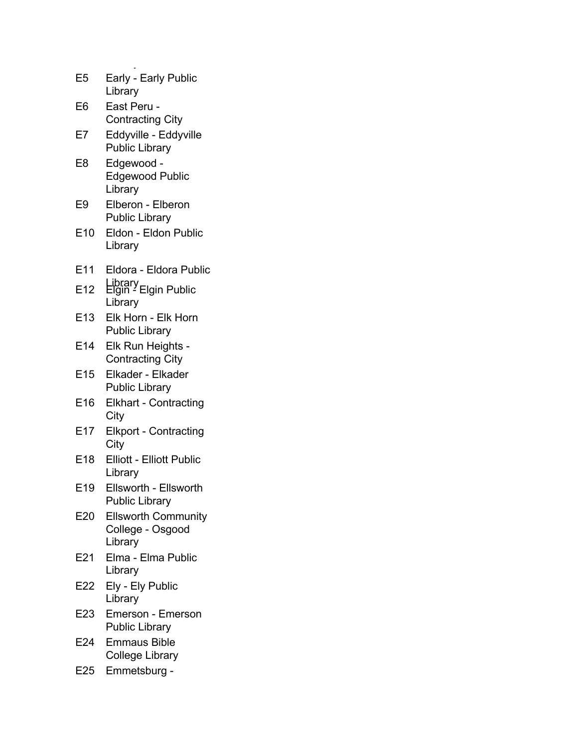| | |
|---|---|
| E5 | Early - Early Public Library |
| E6 | East Peru - Contracting City |
| E7 | Eddyville - Eddyville Public Library |
| E8 | Edgewood - Edgewood Public Library |
| E9 | Elberon - Elberon Public Library |
| E10 | Eldon - Eldon Public Library |
| E11 | Eldora - Eldora Public Library |
| E12 | Elgin - Elgin Public Library |
| E13 | Elk Horn - Elk Horn Public Library |
| E14 | Elk Run Heights - Contracting City |
| E15 | Elkader - Elkader Public Library |
| E16 | Elkhart - Contracting City |
| E17 | Elkport - Contracting City |
| E18 | Elliott - Elliott Public Library |
| E19 | Ellsworth - Ellsworth Public Library |
| E20 | Ellsworth Community College - Osgood Library |
| E21 | Elma - Elma Public Library |
| E22 | Ely - Ely Public Library |
| E23 | Emerson - Emerson Public Library |
| E24 | Emmaus Bible College Library |
| E25 | Emmetsburg - |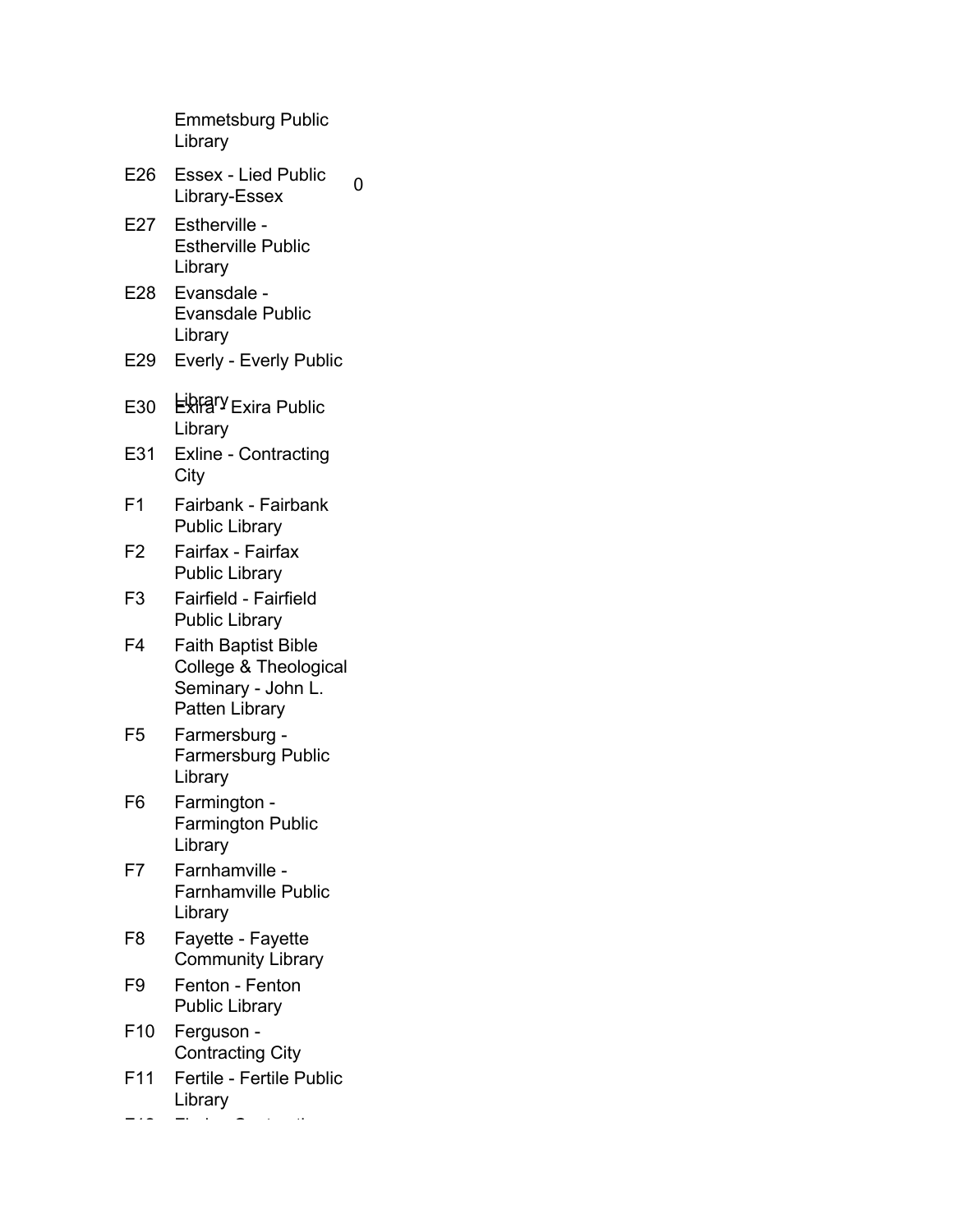| | | |
|---|---|---|
| | Emmetsburg Public Library | |
| E26 | Essex - Lied Public Library-Essex | 0 |
| E27 | Estherville - Estherville Public Library | |
| E28 | Evansdale - Evansdale Public Library | |
| E29 | Everly - Everly Public Library | |
| E30 | Exira - Exira Public Library | |
| E31 | Exline - Contracting City | |
| F1 | Fairbank - Fairbank Public Library | |
| F2 | Fairfax - Fairfax Public Library | |
| F3 | Fairfield - Fairfield Public Library | |
| F4 | Faith Baptist Bible College & Theological Seminary - John L. Patten Library | |
| F5 | Farmersburg - Farmersburg Public Library | |
| F6 | Farmington - Farmington Public Library | |
| F7 | Farnhamville - Farnhamville Public Library | |
| F8 | Fayette - Fayette Community Library | |
| F9 | Fenton - Fenton Public Library | |
| F10 | Ferguson - Contracting City | |
| F11 | Fertile - Fertile Public Library | |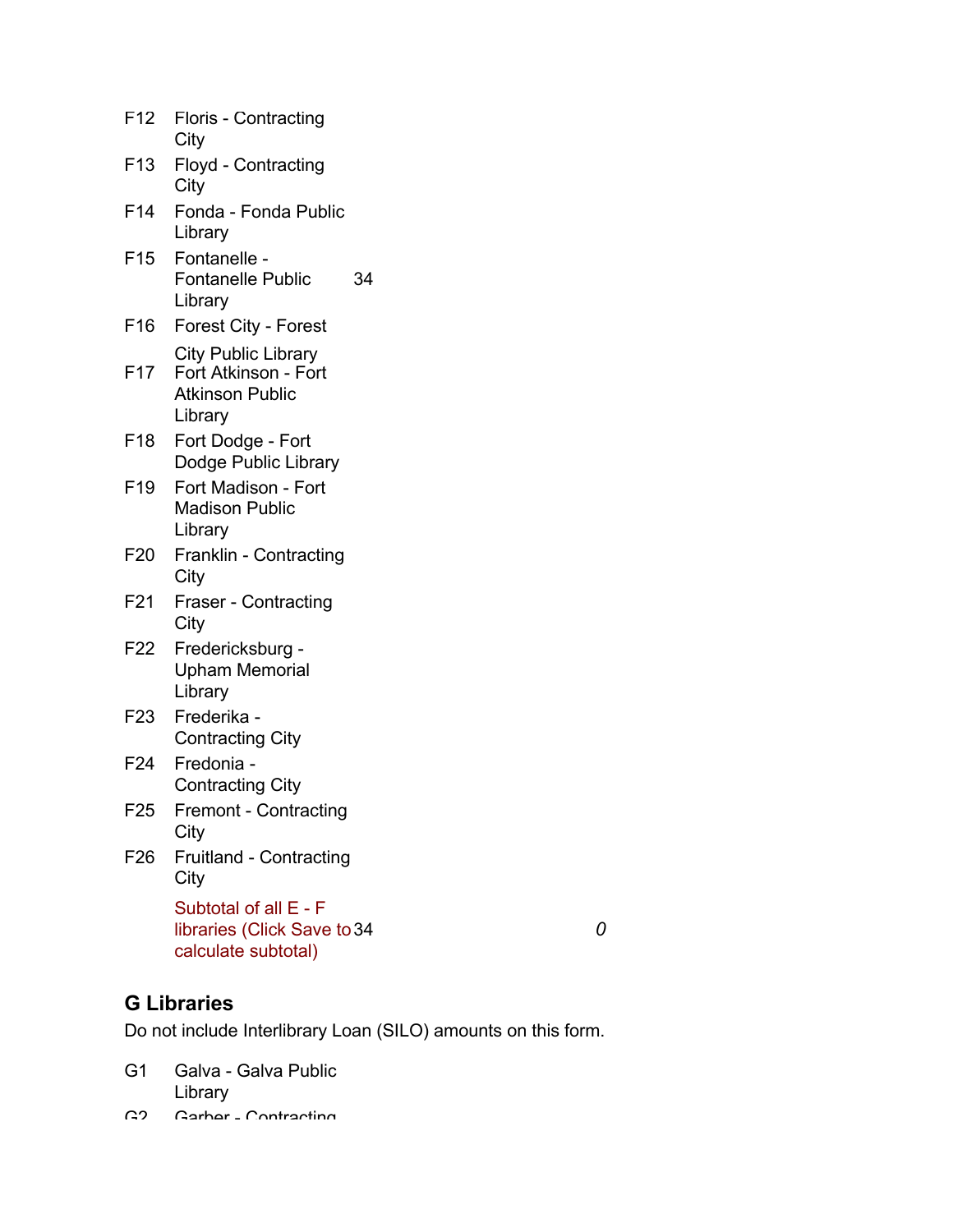| | | | |
|---|---|---|---|
| F12 | Floris - Contracting City | | |
| F13 | Floyd - Contracting City | | |
| F14 | Fonda - Fonda Public Library | | |
| F15 | Fontanelle - Fontanelle Public Library | 34 | |
| F16 | Forest City - Forest City Public Library | | |
| F17 | Fort Atkinson - Fort Atkinson Public Library | | |
| F18 | Fort Dodge - Fort Dodge Public Library | | |
| F19 | Fort Madison - Fort Madison Public Library | | |
| F20 | Franklin - Contracting City | | |
| F21 | Fraser - Contracting City | | |
| F22 | Fredericksburg - Upham Memorial Library | | |
| F23 | Frederika - Contracting City | | |
| F24 | Fredonia - Contracting City | | |
| F25 | Fremont - Contracting City | | |
| F26 | Fruitland - Contracting City | | |
| | Subtotal of all E - F libraries (Click Save to calculate subtotal) | 34 | *0* |

## G Libraries

Do not include Interlibrary Loan (SILO) amounts on this form.

| | | | |
|---|---|---|---|
| G1 | Galva - Galva Public Library | | |
| G2 | Garber - Contracting | | |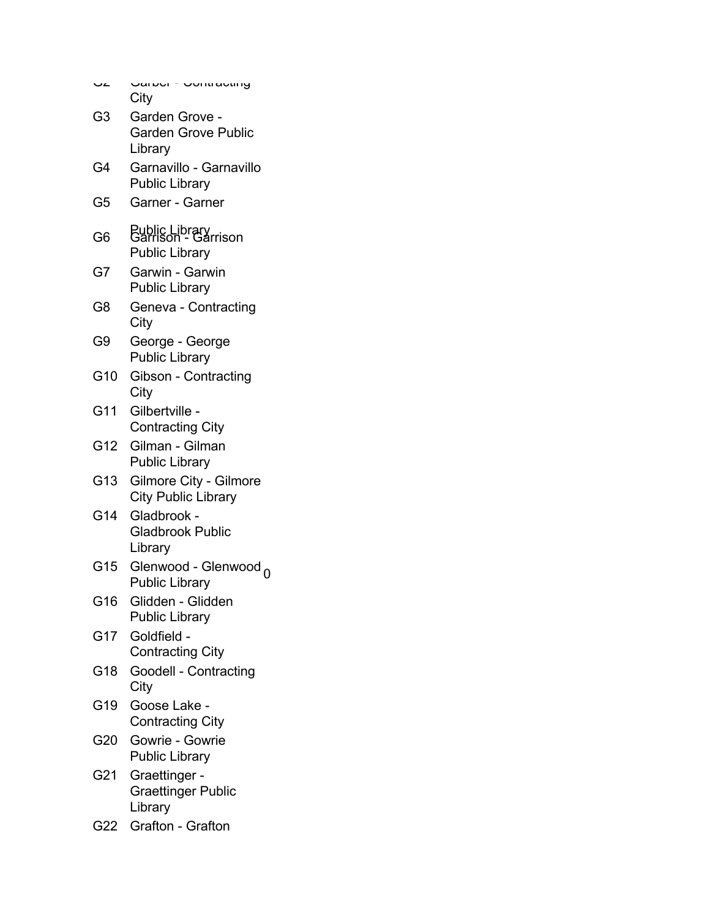| | | |
|---|---|---|
| G2 | Garber - Contracting City | |
| G3 | Garden Grove - Garden Grove Public Library | |
| G4 | Garnavillo - Garnavillo Public Library | |
| G5 | Garner - Garner Public Library | |
| G6 | Garrison - Garrison Public Library | |
| G7 | Garwin - Garwin Public Library | |
| G8 | Geneva - Contracting City | |
| G9 | George - George Public Library | |
| G10 | Gibson - Contracting City | |
| G11 | Gilbertville - Contracting City | |
| G12 | Gilman - Gilman Public Library | |
| G13 | Gilmore City - Gilmore City Public Library | |
| G14 | Gladbrook - Gladbrook Public Library | |
| G15 | Glenwood - Glenwood Public Library | 0 |
| G16 | Glidden - Glidden Public Library | |
| G17 | Goldfield - Contracting City | |
| G18 | Goodell - Contracting City | |
| G19 | Goose Lake - Contracting City | |
| G20 | Gowrie - Gowrie Public Library | |
| G21 | Graettinger - Graettinger Public Library | |
| G22 | Grafton - Grafton | |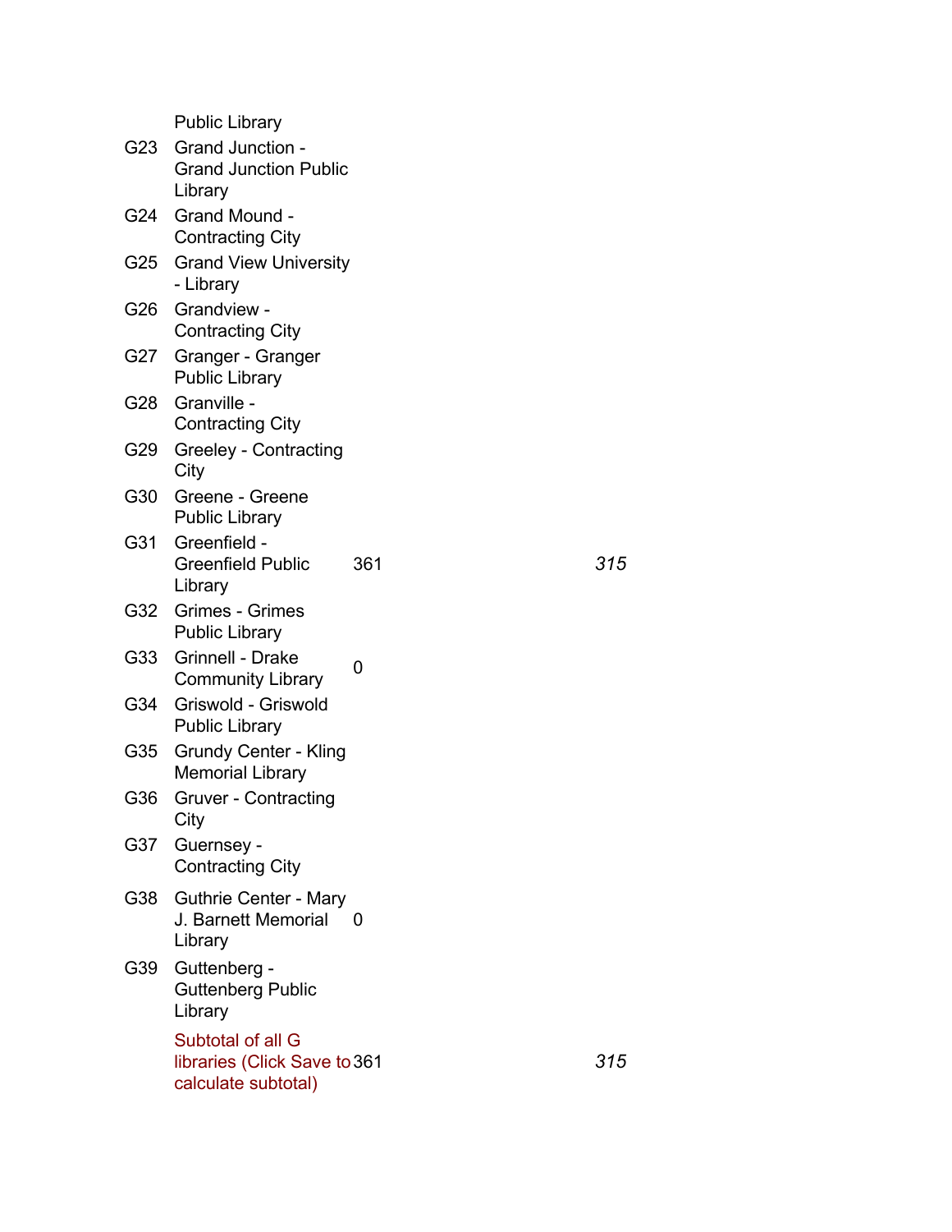| | | | |
|---|---|---|---|
| | Public Library | | |
| G23 | Grand Junction - Grand Junction Public Library | | |
| G24 | Grand Mound - Contracting City | | |
| G25 | Grand View University - Library | | |
| G26 | Grandview - Contracting City | | |
| G27 | Granger - Granger Public Library | | |
| G28 | Granville - Contracting City | | |
| G29 | Greeley - Contracting City | | |
| G30 | Greene - Greene Public Library | | |
| G31 | Greenfield - Greenfield Public Library | 361 | *315* |
| G32 | Grimes - Grimes Public Library | | |
| G33 | Grinnell - Drake Community Library | 0 | |
| G34 | Griswold - Griswold Public Library | | |
| G35 | Grundy Center - Kling Memorial Library | | |
| G36 | Gruver - Contracting City | | |
| G37 | Guernsey - Contracting City | | |
| G38 | Guthrie Center - Mary J. Barnett Memorial Library | 0 | |
| G39 | Guttenberg - Guttenberg Public Library | | |
| | Subtotal of all G libraries (Click Save to calculate subtotal) | 361 | *315* |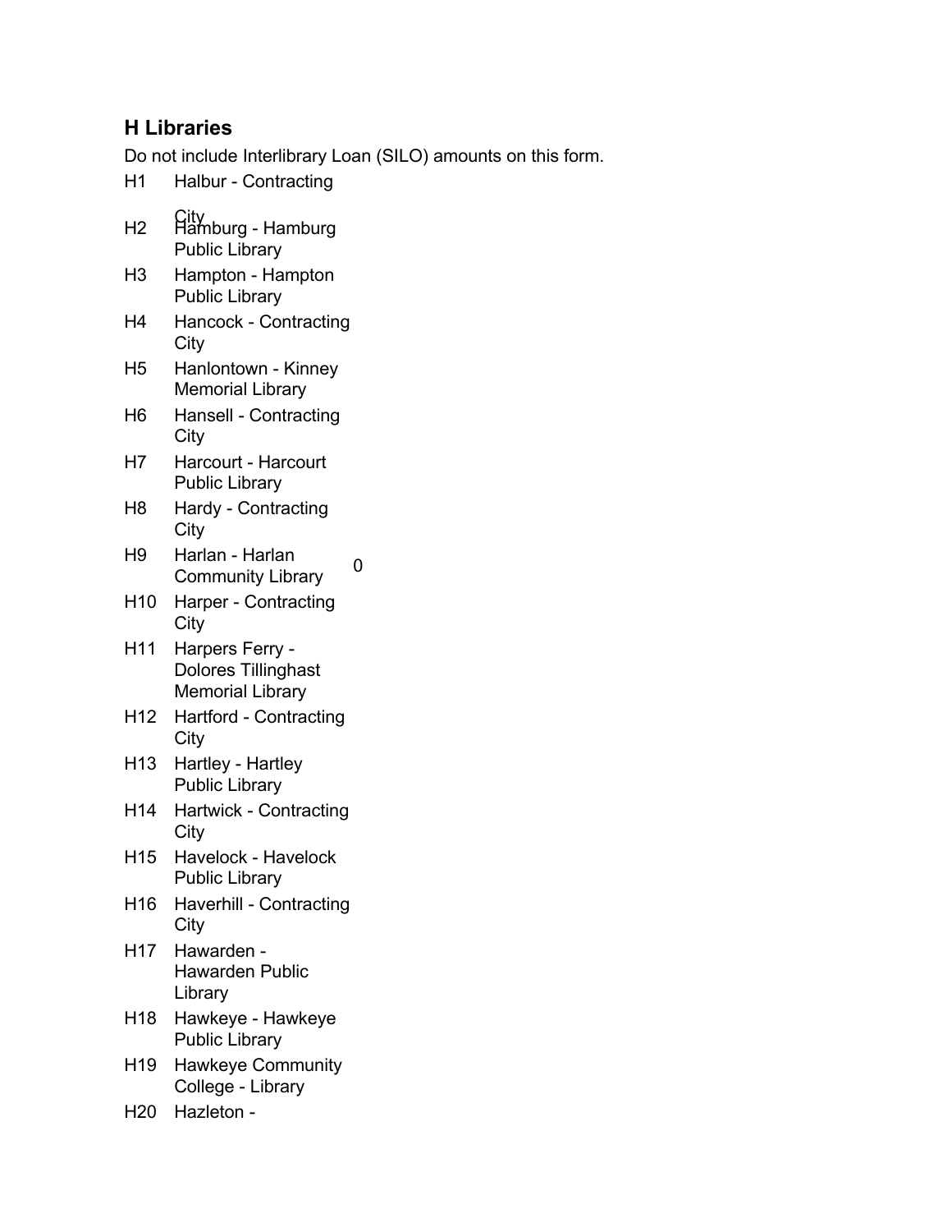## H Libraries

Do not include Interlibrary Loan (SILO) amounts on this form.

| Code | Library | Amount |
|---|---|---|
| H1 | Halbur - Contracting City | |
| H2 | Hamburg - Hamburg Public Library | |
| H3 | Hampton - Hampton Public Library | |
| H4 | Hancock - Contracting City | |
| H5 | Hanlontown - Kinney Memorial Library | |
| H6 | Hansell - Contracting City | |
| H7 | Harcourt - Harcourt Public Library | |
| H8 | Hardy - Contracting City | |
| H9 | Harlan - Harlan Community Library | 0 |
| H10 | Harper - Contracting City | |
| H11 | Harpers Ferry - Dolores Tillinghast Memorial Library | |
| H12 | Hartford - Contracting City | |
| H13 | Hartley - Hartley Public Library | |
| H14 | Hartwick - Contracting City | |
| H15 | Havelock - Havelock Public Library | |
| H16 | Haverhill - Contracting City | |
| H17 | Hawarden - Hawarden Public Library | |
| H18 | Hawkeye - Hawkeye Public Library | |
| H19 | Hawkeye Community College - Library | |
| H20 | Hazleton - | |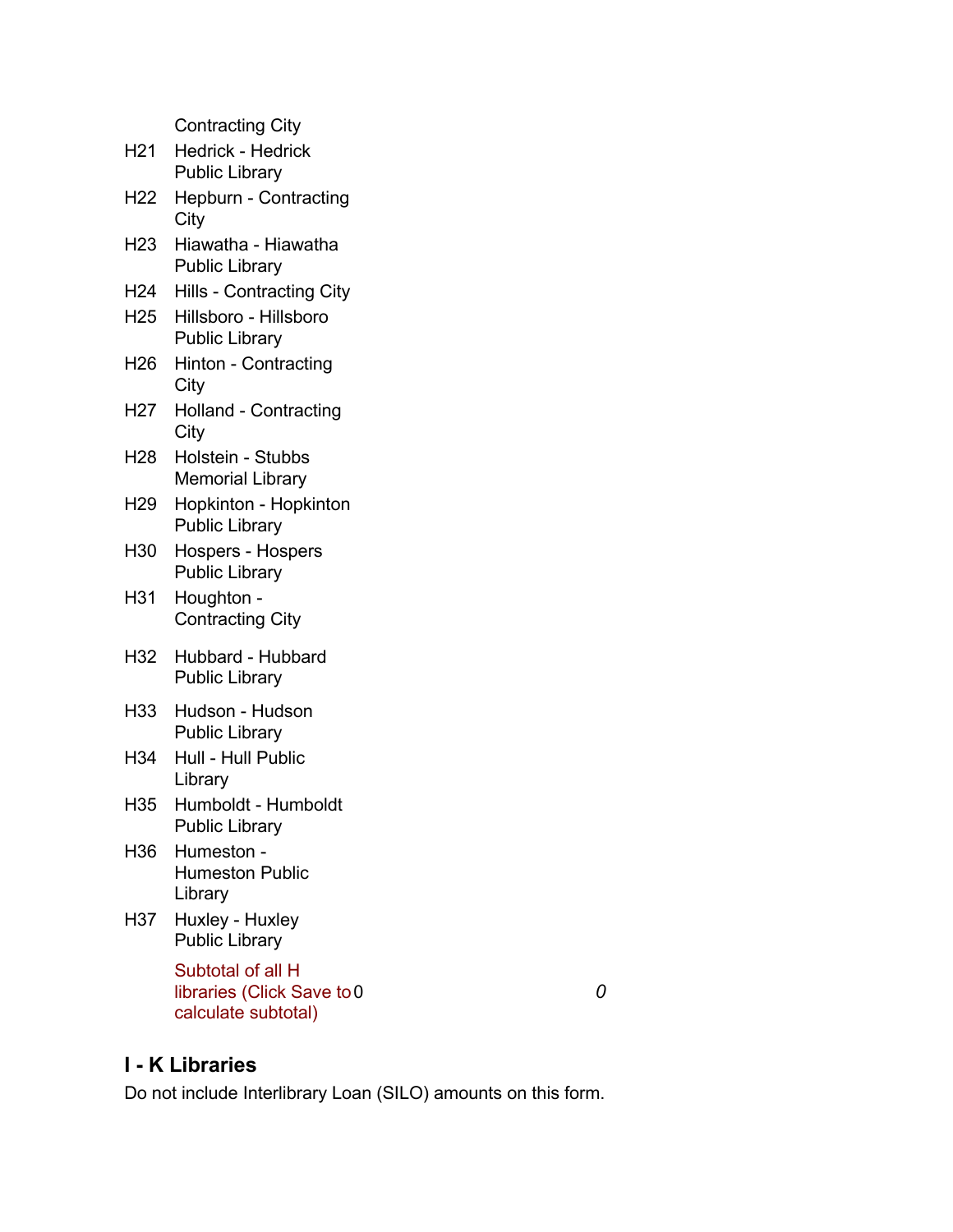| | |
|---|---|
| | Contracting City |
| H21 | Hedrick - Hedrick Public Library |
| H22 | Hepburn - Contracting City |
| H23 | Hiawatha - Hiawatha Public Library |
| H24 | Hills - Contracting City |
| H25 | Hillsboro - Hillsboro Public Library |
| H26 | Hinton - Contracting City |
| H27 | Holland - Contracting City |
| H28 | Holstein - Stubbs Memorial Library |
| H29 | Hopkinton - Hopkinton Public Library |
| H30 | Hospers - Hospers Public Library |
| H31 | Houghton - Contracting City |
| H32 | Hubbard - Hubbard Public Library |
| H33 | Hudson - Hudson Public Library |
| H34 | Hull - Hull Public Library |
| H35 | Humboldt - Humboldt Public Library |
| H36 | Humeston - Humeston Public Library |
| H37 | Huxley - Huxley Public Library |

Subtotal of all H libraries (Click Save to calculate subtotal) 0 *0*

## I - K Libraries

Do not include Interlibrary Loan (SILO) amounts on this form.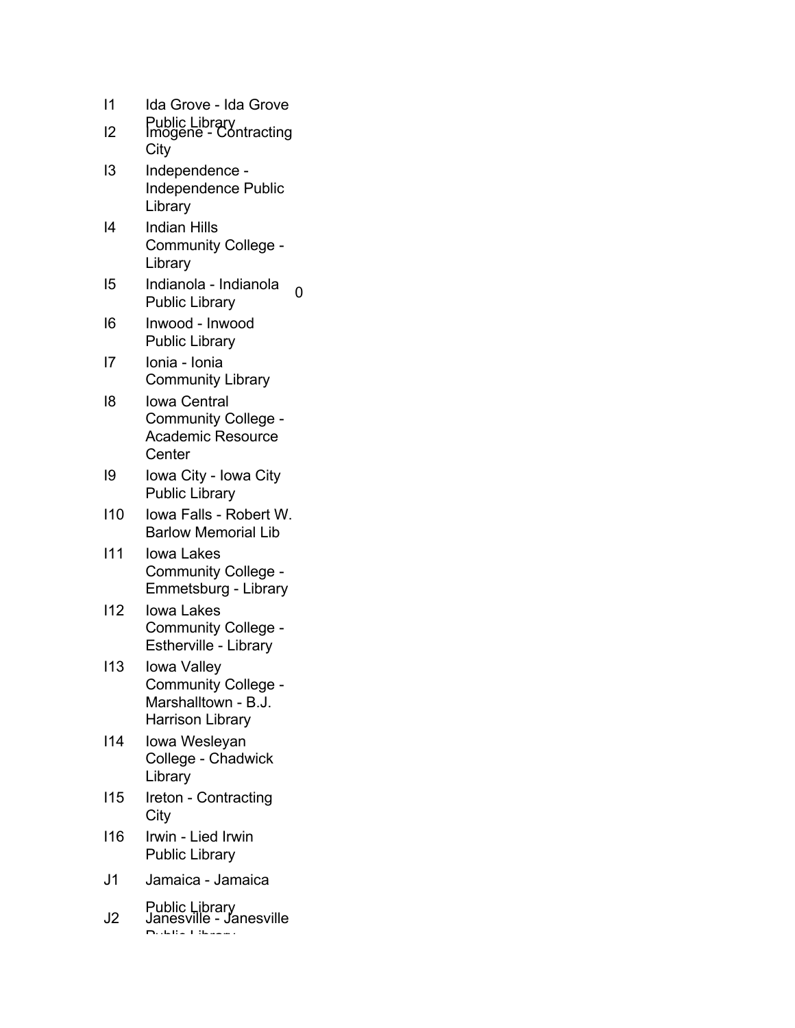| | | |
|---|---|---|
| I1 | Ida Grove - Ida Grove Public Library | |
| I2 | Imogene - Contracting City | |
| I3 | Independence - Independence Public Library | |
| I4 | Indian Hills Community College - Library | |
| I5 | Indianola - Indianola Public Library | 0 |
| I6 | Inwood - Inwood Public Library | |
| I7 | Ionia - Ionia Community Library | |
| I8 | Iowa Central Community College - Academic Resource Center | |
| I9 | Iowa City - Iowa City Public Library | |
| I10 | Iowa Falls - Robert W. Barlow Memorial Lib | |
| I11 | Iowa Lakes Community College - Emmetsburg - Library | |
| I12 | Iowa Lakes Community College - Estherville - Library | |
| I13 | Iowa Valley Community College - Marshalltown - B.J. Harrison Library | |
| I14 | Iowa Wesleyan College - Chadwick Library | |
| I15 | Ireton - Contracting City | |
| I16 | Irwin - Lied Irwin Public Library | |
| J1 | Jamaica - Jamaica Public Library | |
| J2 | Janesville - Janesville Public Library | |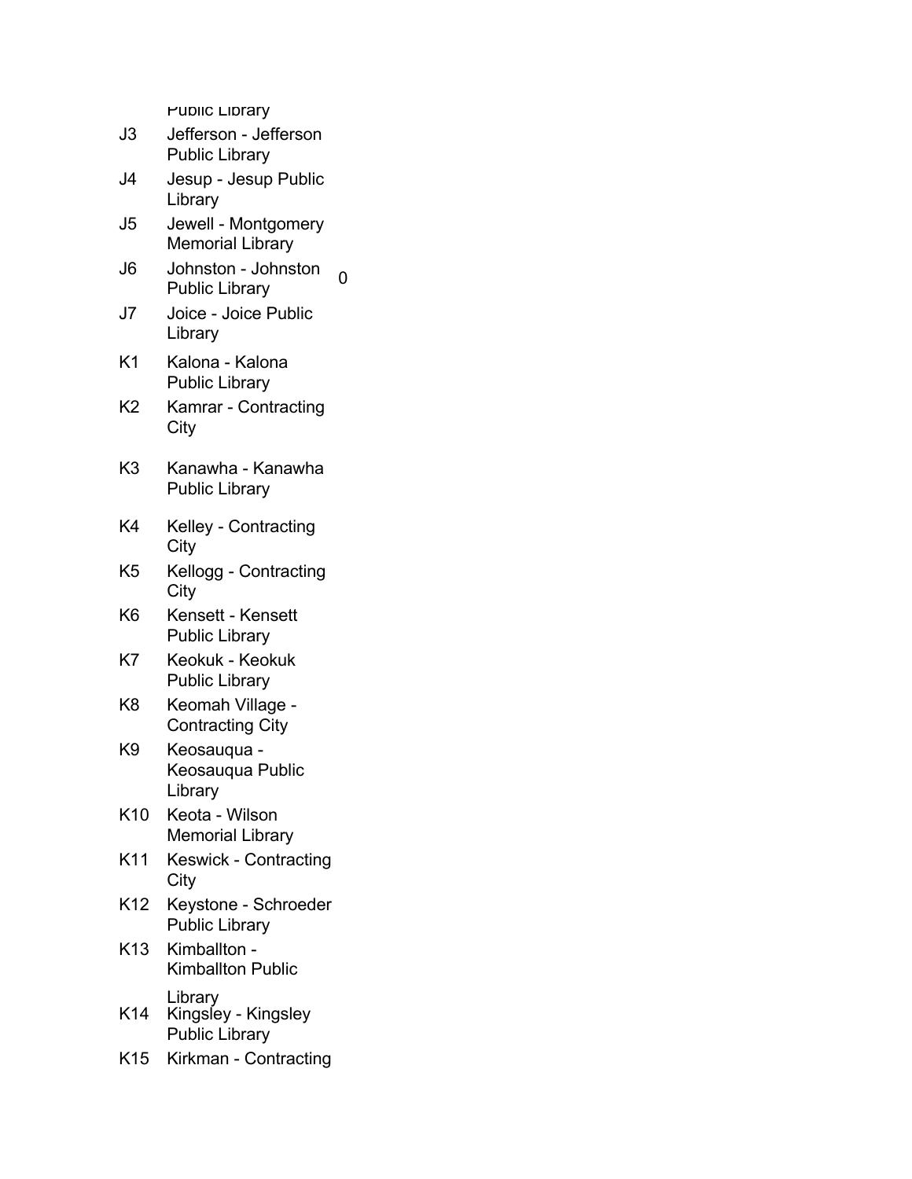| | Public Library | |
|---|---|---|
| J3 | Jefferson - Jefferson Public Library | |
| J4 | Jesup - Jesup Public Library | |
| J5 | Jewell - Montgomery Memorial Library | |
| J6 | Johnston - Johnston Public Library | 0 |
| J7 | Joice - Joice Public Library | |
| K1 | Kalona - Kalona Public Library | |
| K2 | Kamrar - Contracting City | |
| K3 | Kanawha - Kanawha Public Library | |
| K4 | Kelley - Contracting City | |
| K5 | Kellogg - Contracting City | |
| K6 | Kensett - Kensett Public Library | |
| K7 | Keokuk - Keokuk Public Library | |
| K8 | Keomah Village - Contracting City | |
| K9 | Keosauqua - Keosauqua Public Library | |
| K10 | Keota - Wilson Memorial Library | |
| K11 | Keswick - Contracting City | |
| K12 | Keystone - Schroeder Public Library | |
| K13 | Kimballton - Kimballton Public Library | |
| K14 | Kingsley - Kingsley Public Library | |
| K15 | Kirkman - Contracting | |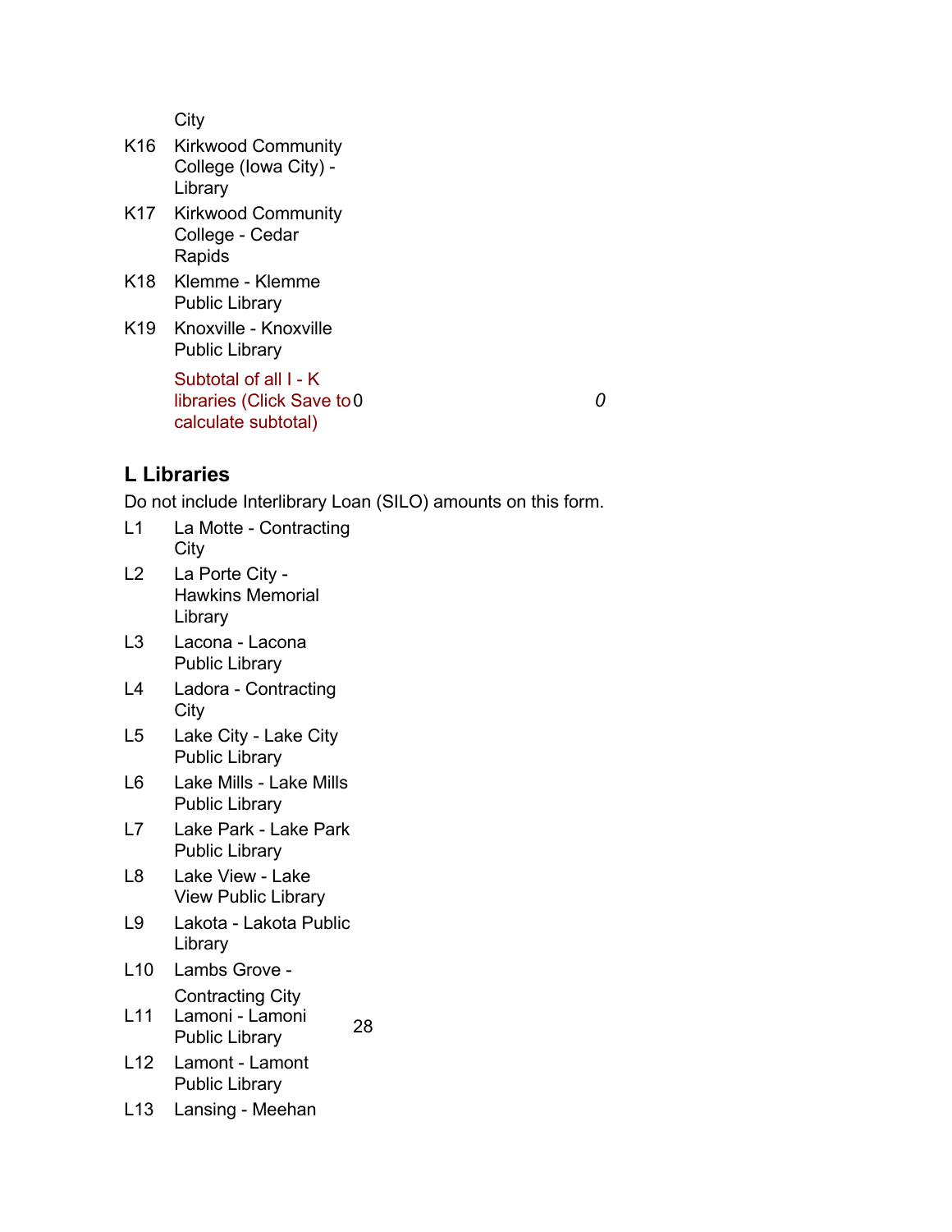City

| | | | |
|---|---|---|---|
| K16 | Kirkwood Community College (Iowa City) - Library | | |
| K17 | Kirkwood Community College - Cedar Rapids | | |
| K18 | Klemme - Klemme Public Library | | |
| K19 | Knoxville - Knoxville Public Library | | |
| | Subtotal of all I - K libraries (Click Save to calculate subtotal) | 0 | *0* |

## L Libraries

Do not include Interlibrary Loan (SILO) amounts on this form.

| | | |
|---|---|---|
| L1 | La Motte - Contracting City | |
| L2 | La Porte City - Hawkins Memorial Library | |
| L3 | Lacona - Lacona Public Library | |
| L4 | Ladora - Contracting City | |
| L5 | Lake City - Lake City Public Library | |
| L6 | Lake Mills - Lake Mills Public Library | |
| L7 | Lake Park - Lake Park Public Library | |
| L8 | Lake View - Lake View Public Library | |
| L9 | Lakota - Lakota Public Library | |
| L10 | Lambs Grove - Contracting City | |
| L11 | Lamoni - Lamoni Public Library | 28 |
| L12 | Lamont - Lamont Public Library | |
| L13 | Lansing - Meehan | |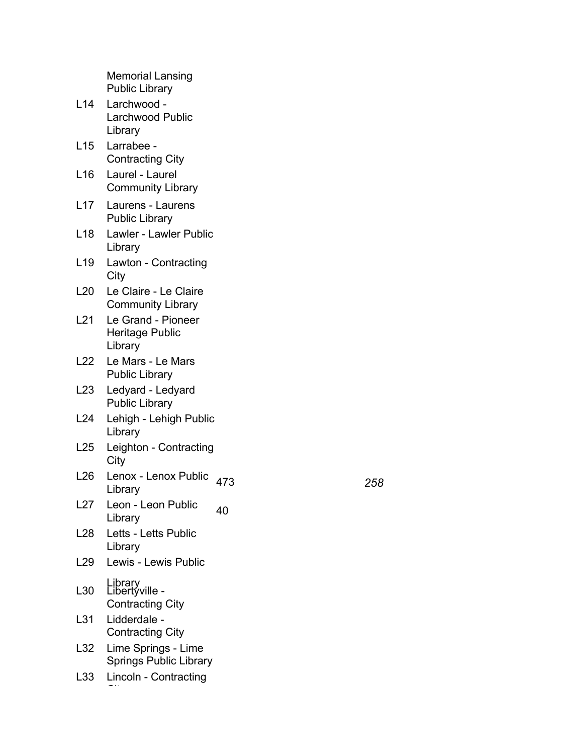| | | | |
|---|---|---|---|
| | Memorial Lansing Public Library | | |
| L14 | Larchwood - Larchwood Public Library | | |
| L15 | Larrabee - Contracting City | | |
| L16 | Laurel - Laurel Community Library | | |
| L17 | Laurens - Laurens Public Library | | |
| L18 | Lawler - Lawler Public Library | | |
| L19 | Lawton - Contracting City | | |
| L20 | Le Claire - Le Claire Community Library | | |
| L21 | Le Grand - Pioneer Heritage Public Library | | |
| L22 | Le Mars - Le Mars Public Library | | |
| L23 | Ledyard - Ledyard Public Library | | |
| L24 | Lehigh - Lehigh Public Library | | |
| L25 | Leighton - Contracting City | | |
| L26 | Lenox - Lenox Public Library | 473 | *258* |
| L27 | Leon - Leon Public Library | 40 | |
| L28 | Letts - Letts Public Library | | |
| L29 | Lewis - Lewis Public Library | | |
| L30 | Libertyville - Contracting City | | |
| L31 | Lidderdale - Contracting City | | |
| L32 | Lime Springs - Lime Springs Public Library | | |
| L33 | Lincoln - Contracting City | | |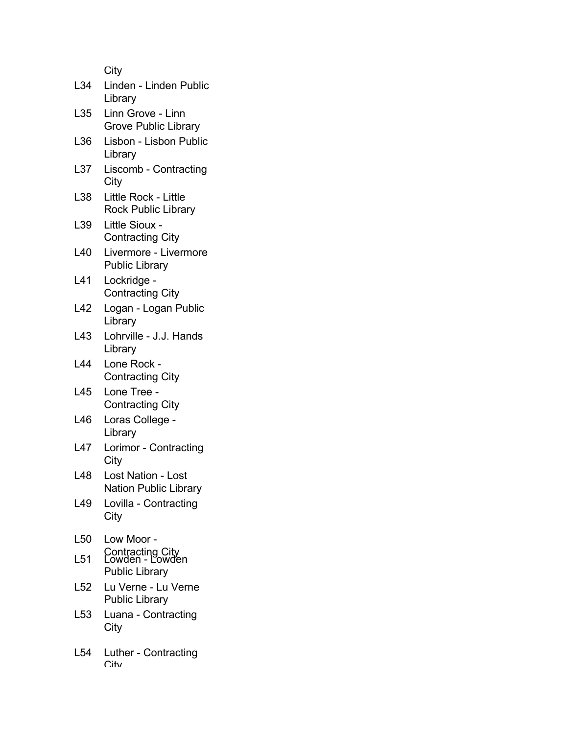City

| | |
|---|---|
| L34 | Linden - Linden Public Library |
| L35 | Linn Grove - Linn Grove Public Library |
| L36 | Lisbon - Lisbon Public Library |
| L37 | Liscomb - Contracting City |
| L38 | Little Rock - Little Rock Public Library |
| L39 | Little Sioux - Contracting City |
| L40 | Livermore - Livermore Public Library |
| L41 | Lockridge - Contracting City |
| L42 | Logan - Logan Public Library |
| L43 | Lohrville - J.J. Hands Library |
| L44 | Lone Rock - Contracting City |
| L45 | Lone Tree - Contracting City |
| L46 | Loras College - Library |
| L47 | Lorimor - Contracting City |
| L48 | Lost Nation - Lost Nation Public Library |
| L49 | Lovilla - Contracting City |
| L50 | Low Moor - Contracting City |
| L51 | Lowden - Lowden Public Library |
| L52 | Lu Verne - Lu Verne Public Library |
| L53 | Luana - Contracting City |
| L54 | Luther - Contracting City |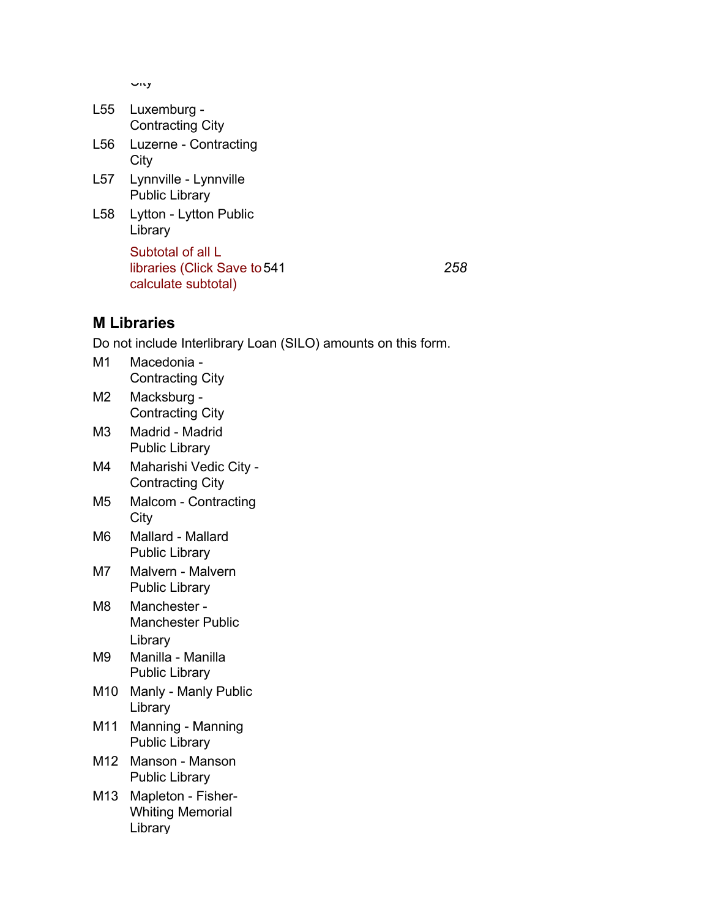City

| | | | |
|---|---|---|---|
| L55 | Luxemburg - Contracting City | | |
| L56 | Luzerne - Contracting City | | |
| L57 | Lynnville - Lynnville Public Library | | |
| L58 | Lytton - Lytton Public Library | | |
| | Subtotal of all L libraries (Click Save to calculate subtotal) | 541 | *258* |

## M Libraries

Do not include Interlibrary Loan (SILO) amounts on this form.

| | |
|---|---|
| M1 | Macedonia - Contracting City |
| M2 | Macksburg - Contracting City |
| M3 | Madrid - Madrid Public Library |
| M4 | Maharishi Vedic City - Contracting City |
| M5 | Malcom - Contracting City |
| M6 | Mallard - Mallard Public Library |
| M7 | Malvern - Malvern Public Library |
| M8 | Manchester - Manchester Public Library |
| M9 | Manilla - Manilla Public Library |
| M10 | Manly - Manly Public Library |
| M11 | Manning - Manning Public Library |
| M12 | Manson - Manson Public Library |
| M13 | Mapleton - Fisher-Whiting Memorial Library |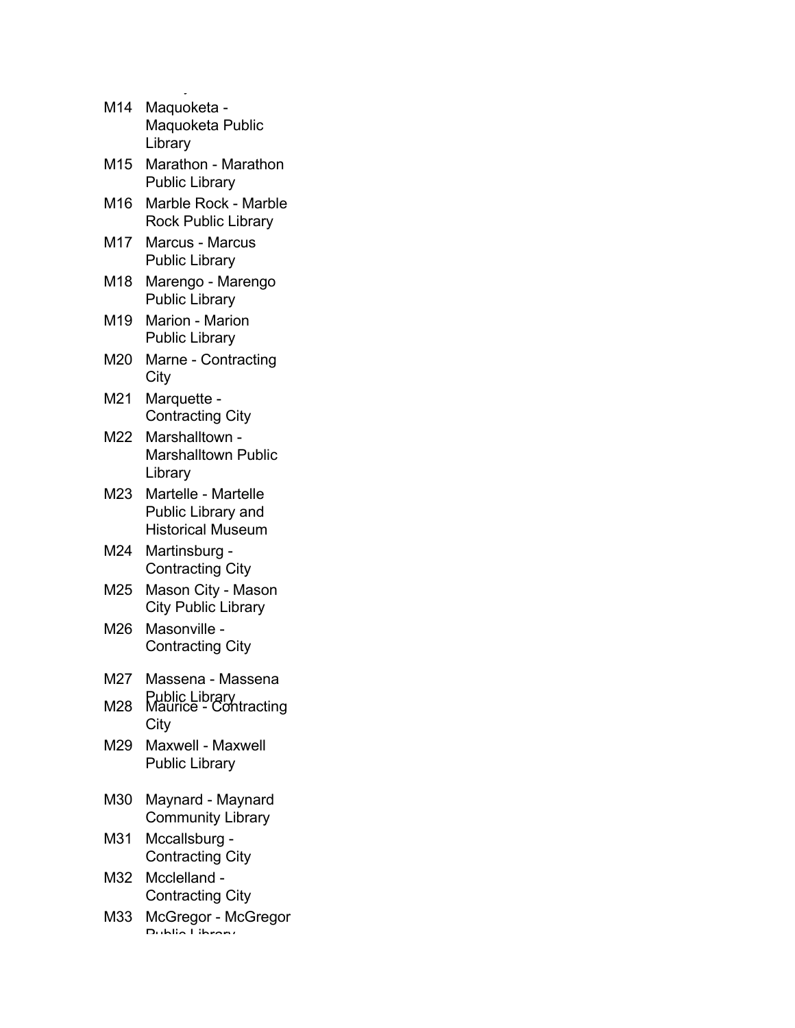M14 Maquoketa - Maquoketa Public Library

M15 Marathon - Marathon Public Library

M16 Marble Rock - Marble Rock Public Library

M17 Marcus - Marcus Public Library

M18 Marengo - Marengo Public Library

M19 Marion - Marion Public Library

M20 Marne - Contracting City

M21 Marquette - Contracting City

M22 Marshalltown - Marshalltown Public Library

M23 Martelle - Martelle Public Library and Historical Museum

M24 Martinsburg - Contracting City

M25 Mason City - Mason City Public Library

M26 Masonville - Contracting City

M27 Massena - Massena Public Library

M28 Maurice - Contracting City

M29 Maxwell - Maxwell Public Library

M30 Maynard - Maynard Community Library

M31 Mccallsburg - Contracting City

M32 Mcclelland - Contracting City

M33 McGregor - McGregor Public Library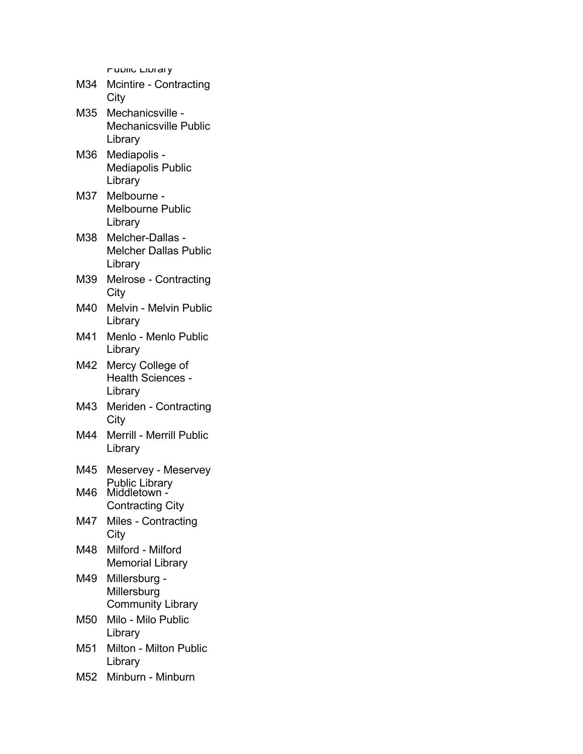Public Library

| | |
|---|---|
| M34 | Mcintire - Contracting City |
| M35 | Mechanicsville - Mechanicsville Public Library |
| M36 | Mediapolis - Mediapolis Public Library |
| M37 | Melbourne - Melbourne Public Library |
| M38 | Melcher-Dallas - Melcher Dallas Public Library |
| M39 | Melrose - Contracting City |
| M40 | Melvin - Melvin Public Library |
| M41 | Menlo - Menlo Public Library |
| M42 | Mercy College of Health Sciences - Library |
| M43 | Meriden - Contracting City |
| M44 | Merrill - Merrill Public Library |
| M45 | Meservey - Meservey Public Library |
| M46 | Middletown - Contracting City |
| M47 | Miles - Contracting City |
| M48 | Milford - Milford Memorial Library |
| M49 | Millersburg - Millersburg Community Library |
| M50 | Milo - Milo Public Library |
| M51 | Milton - Milton Public Library |
| M52 | Minburn - Minburn |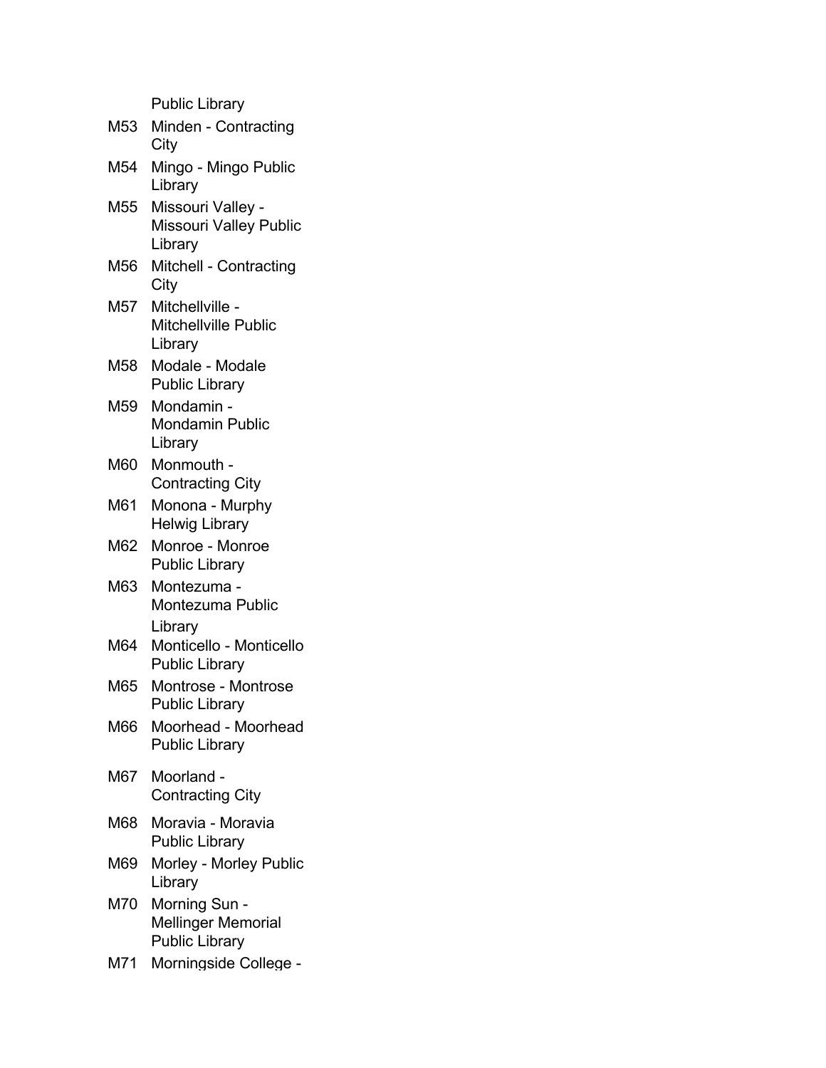Public Library

M53 Minden - Contracting City

M54 Mingo - Mingo Public Library

M55 Missouri Valley - Missouri Valley Public Library

M56 Mitchell - Contracting City

M57 Mitchellville - Mitchellville Public Library

M58 Modale - Modale Public Library

M59 Mondamin - Mondamin Public Library

M60 Monmouth - Contracting City

M61 Monona - Murphy Helwig Library

M62 Monroe - Monroe Public Library

M63 Montezuma - Montezuma Public Library

M64 Monticello - Monticello Public Library

M65 Montrose - Montrose Public Library

M66 Moorhead - Moorhead Public Library

M67 Moorland - Contracting City

M68 Moravia - Moravia Public Library

M69 Morley - Morley Public Library

M70 Morning Sun - Mellinger Memorial Public Library

M71 Morningside College -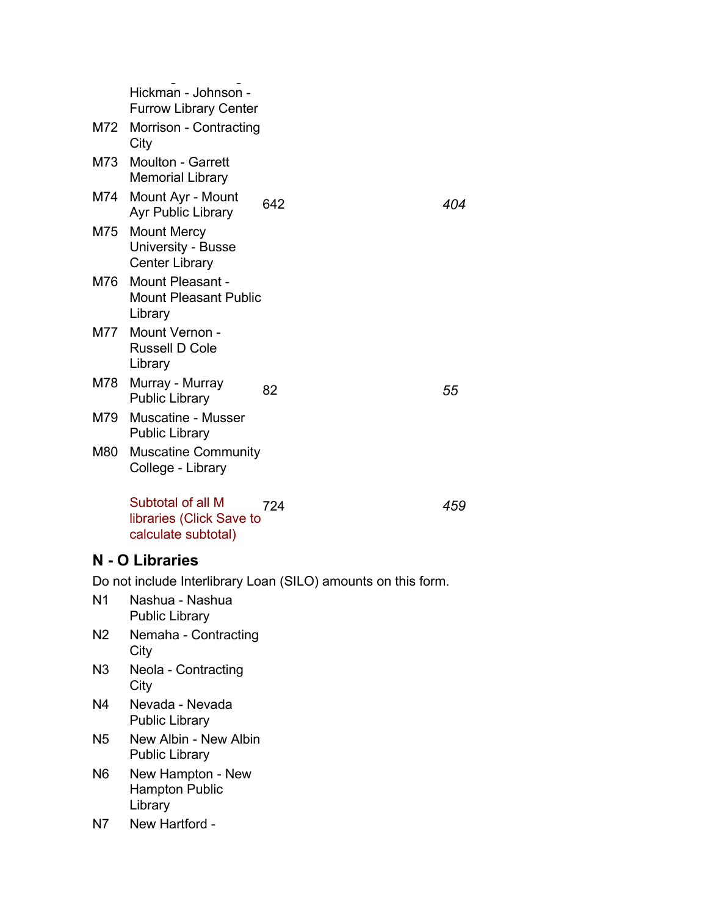| | | | |
|---|---|---|---|
| | Hickman - Johnson - Furrow Library Center | | |
| M72 | Morrison - Contracting City | | |
| M73 | Moulton - Garrett Memorial Library | | |
| M74 | Mount Ayr - Mount Ayr Public Library | 642 | *404* |
| M75 | Mount Mercy University - Busse Center Library | | |
| M76 | Mount Pleasant - Mount Pleasant Public Library | | |
| M77 | Mount Vernon - Russell D Cole Library | | |
| M78 | Murray - Murray Public Library | 82 | *55* |
| M79 | Muscatine - Musser Public Library | | |
| M80 | Muscatine Community College - Library | | |
| | Subtotal of all M libraries (Click Save to calculate subtotal) | 724 | *459* |

## N - O Libraries

Do not include Interlibrary Loan (SILO) amounts on this form.

| | | | |
|---|---|---|---|
| N1 | Nashua - Nashua Public Library | | |
| N2 | Nemaha - Contracting City | | |
| N3 | Neola - Contracting City | | |
| N4 | Nevada - Nevada Public Library | | |
| N5 | New Albin - New Albin Public Library | | |
| N6 | New Hampton - New Hampton Public Library | | |
| N7 | New Hartford - | | |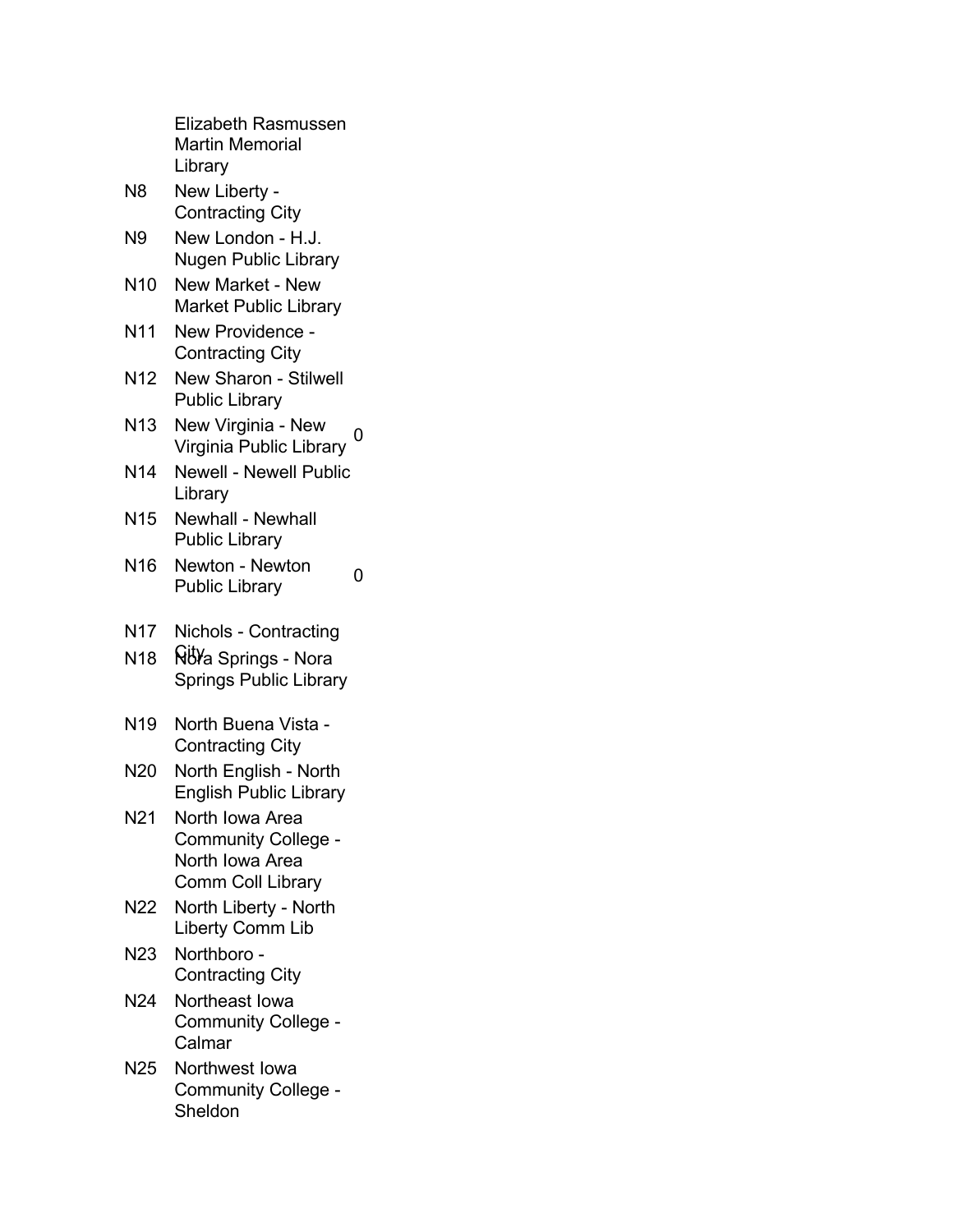| | | |
|---|---|---|
| | Elizabeth Rasmussen Martin Memorial Library | |
| N8 | New Liberty - Contracting City | |
| N9 | New London - H.J. Nugen Public Library | |
| N10 | New Market - New Market Public Library | |
| N11 | New Providence - Contracting City | |
| N12 | New Sharon - Stilwell Public Library | |
| N13 | New Virginia - New Virginia Public Library | 0 |
| N14 | Newell - Newell Public Library | |
| N15 | Newhall - Newhall Public Library | |
| N16 | Newton - Newton Public Library | 0 |
| N17 | Nichols - Contracting City | |
| N18 | Nora Springs - Nora Springs Public Library | |
| N19 | North Buena Vista - Contracting City | |
| N20 | North English - North English Public Library | |
| N21 | North Iowa Area Community College - North Iowa Area Comm Coll Library | |
| N22 | North Liberty - North Liberty Comm Lib | |
| N23 | Northboro - Contracting City | |
| N24 | Northeast Iowa Community College - Calmar | |
| N25 | Northwest Iowa Community College - Sheldon | |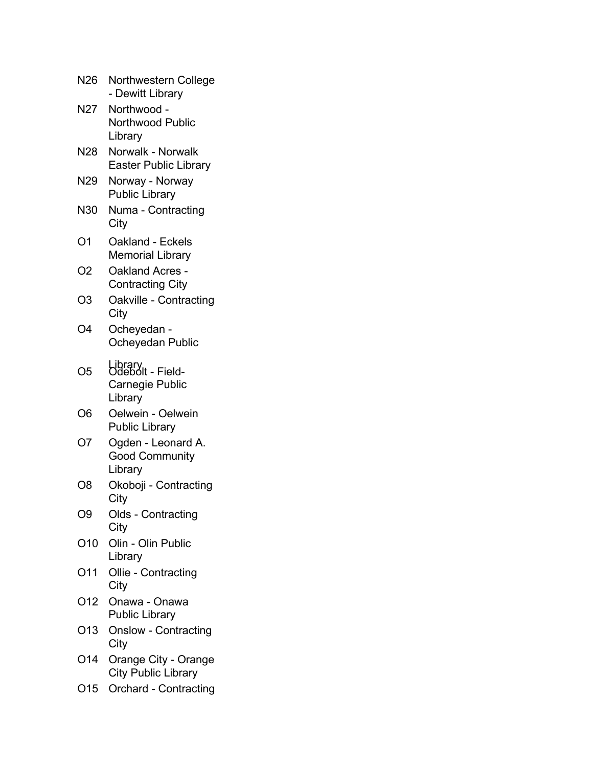| | |
|---|---|
| N26 | Northwestern College - Dewitt Library |
| N27 | Northwood - Northwood Public Library |
| N28 | Norwalk - Norwalk Easter Public Library |
| N29 | Norway - Norway Public Library |
| N30 | Numa - Contracting City |
| O1 | Oakland - Eckels Memorial Library |
| O2 | Oakland Acres - Contracting City |
| O3 | Oakville - Contracting City |
| O4 | Ocheyedan - Ocheyedan Public Library |
| O5 | Odebolt - Field-Carnegie Public Library |
| O6 | Oelwein - Oelwein Public Library |
| O7 | Ogden - Leonard A. Good Community Library |
| O8 | Okoboji - Contracting City |
| O9 | Olds - Contracting City |
| O10 | Olin - Olin Public Library |
| O11 | Ollie - Contracting City |
| O12 | Onawa - Onawa Public Library |
| O13 | Onslow - Contracting City |
| O14 | Orange City - Orange City Public Library |
| O15 | Orchard - Contracting |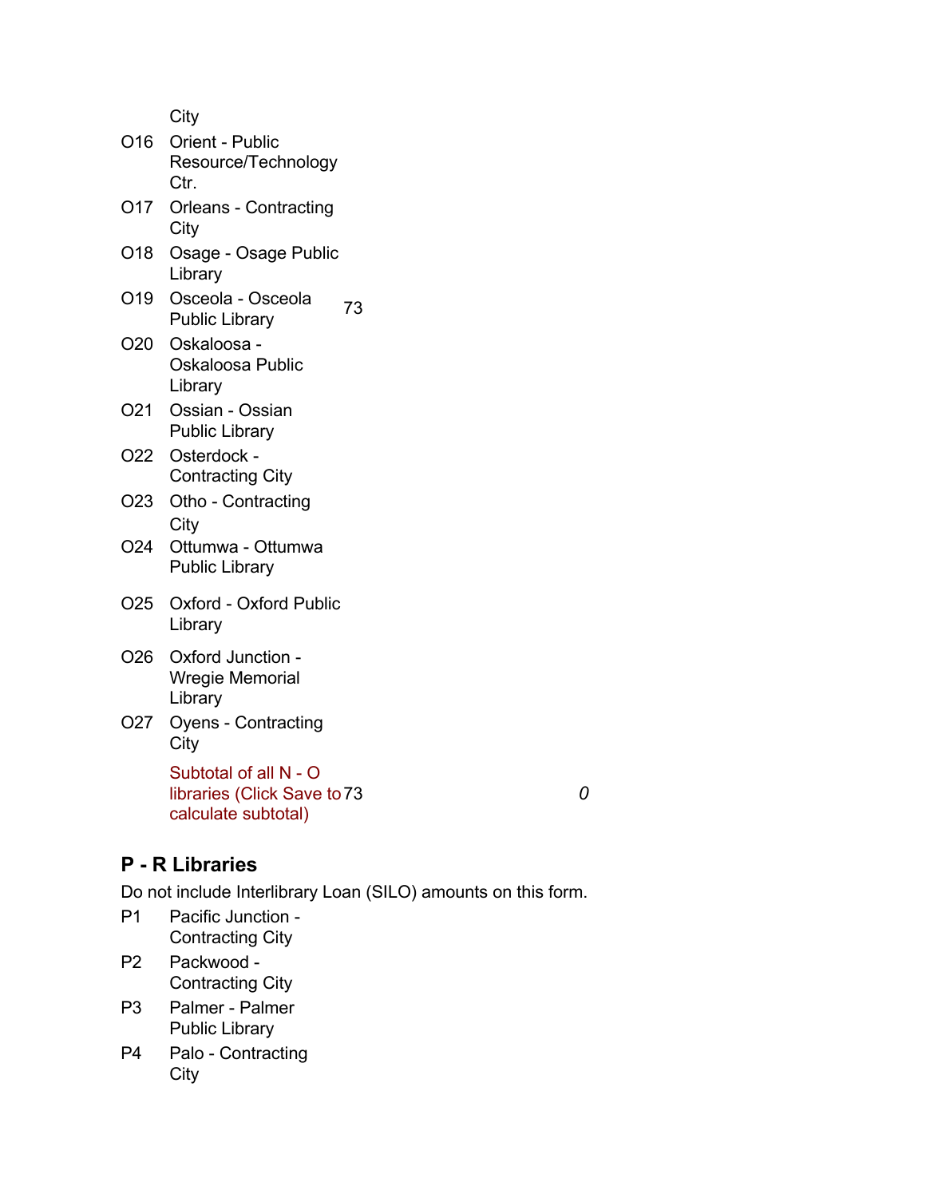| | | | |
|---|---|---|---|
| | City | | |
| O16 | Orient - Public Resource/Technology Ctr. | | |
| O17 | Orleans - Contracting City | | |
| O18 | Osage - Osage Public Library | | |
| O19 | Osceola - Osceola Public Library | 73 | |
| O20 | Oskaloosa - Oskaloosa Public Library | | |
| O21 | Ossian - Ossian Public Library | | |
| O22 | Osterdock - Contracting City | | |
| O23 | Otho - Contracting City | | |
| O24 | Ottumwa - Ottumwa Public Library | | |
| O25 | Oxford - Oxford Public Library | | |
| O26 | Oxford Junction - Wregie Memorial Library | | |
| O27 | Oyens - Contracting City | | |
| | Subtotal of all N - O libraries (Click Save to calculate subtotal) | 73 | *0* |

## P - R Libraries

Do not include Interlibrary Loan (SILO) amounts on this form.

| | |
|---|---|
| P1 | Pacific Junction - Contracting City |
| P2 | Packwood - Contracting City |
| P3 | Palmer - Palmer Public Library |
| P4 | Palo - Contracting City |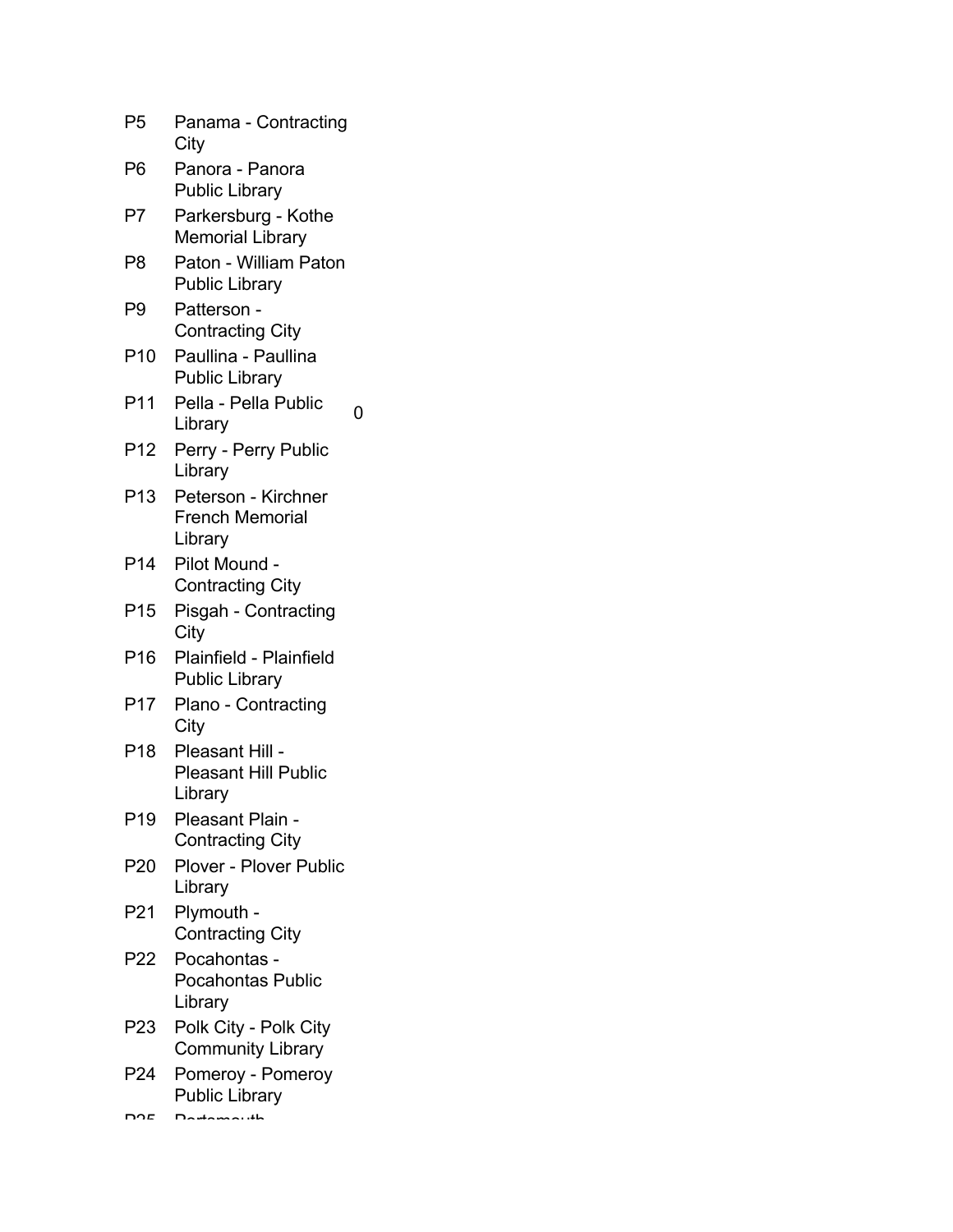| | | |
|---|---|---|
| P5 | Panama - Contracting City | |
| P6 | Panora - Panora Public Library | |
| P7 | Parkersburg - Kothe Memorial Library | |
| P8 | Paton - William Paton Public Library | |
| P9 | Patterson - Contracting City | |
| P10 | Paullina - Paullina Public Library | |
| P11 | Pella - Pella Public Library | 0 |
| P12 | Perry - Perry Public Library | |
| P13 | Peterson - Kirchner French Memorial Library | |
| P14 | Pilot Mound - Contracting City | |
| P15 | Pisgah - Contracting City | |
| P16 | Plainfield - Plainfield Public Library | |
| P17 | Plano - Contracting City | |
| P18 | Pleasant Hill - Pleasant Hill Public Library | |
| P19 | Pleasant Plain - Contracting City | |
| P20 | Plover - Plover Public Library | |
| P21 | Plymouth - Contracting City | |
| P22 | Pocahontas - Pocahontas Public Library | |
| P23 | Polk City - Polk City Community Library | |
| P24 | Pomeroy - Pomeroy Public Library | |
| P25 | Portsmouth | |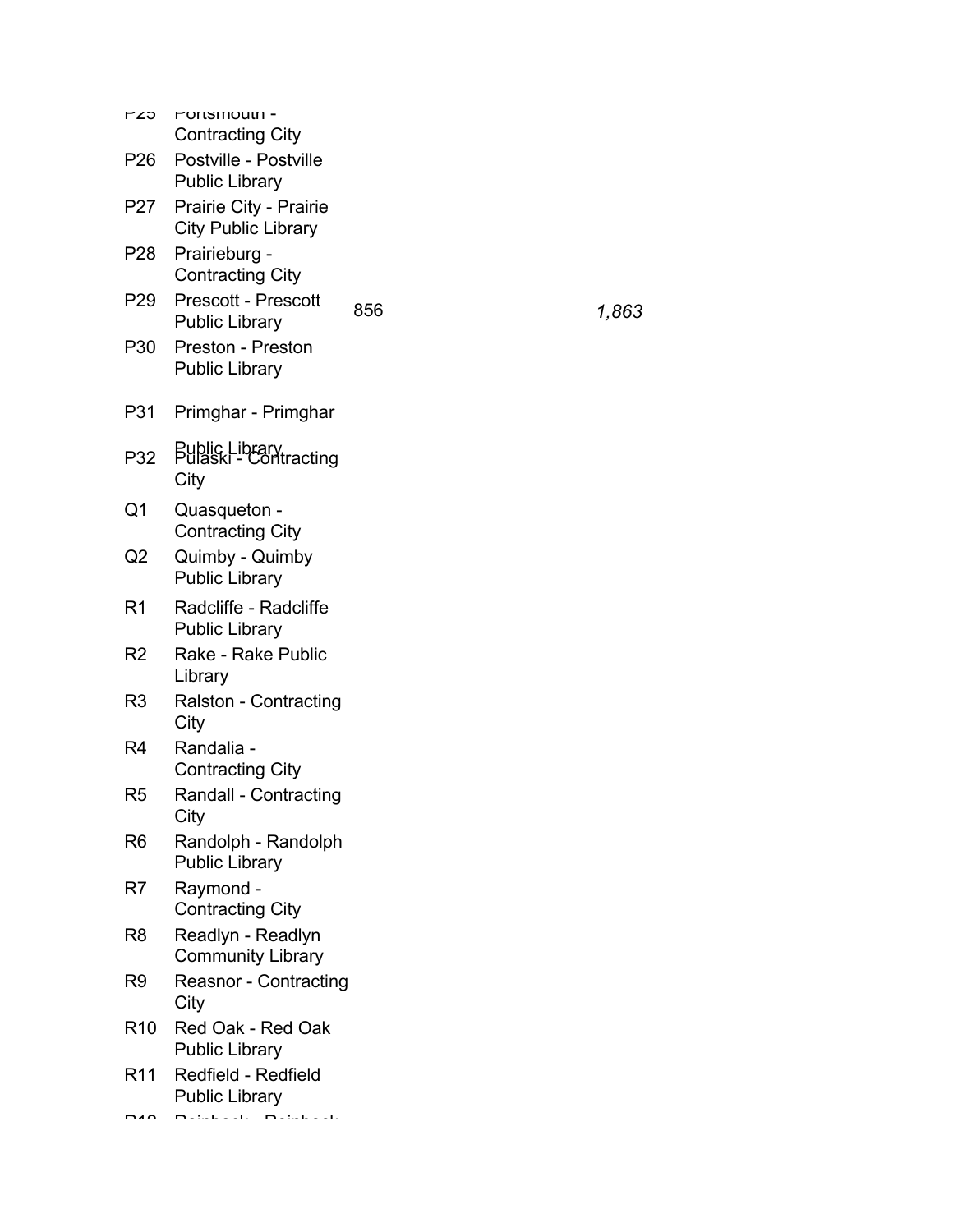| | | | |
|---|---|---|---|
| P25 | Portsmouth - Contracting City | | |
| P26 | Postville - Postville Public Library | | |
| P27 | Prairie City - Prairie City Public Library | | |
| P28 | Prairieburg - Contracting City | | |
| P29 | Prescott - Prescott Public Library | 856 | *1,863* |
| P30 | Preston - Preston Public Library | | |
| P31 | Primghar - Primghar Public Library | | |
| P32 | Pulaski - Contracting City | | |
| Q1 | Quasqueton - Contracting City | | |
| Q2 | Quimby - Quimby Public Library | | |
| R1 | Radcliffe - Radcliffe Public Library | | |
| R2 | Rake - Rake Public Library | | |
| R3 | Ralston - Contracting City | | |
| R4 | Randalia - Contracting City | | |
| R5 | Randall - Contracting City | | |
| R6 | Randolph - Randolph Public Library | | |
| R7 | Raymond - Contracting City | | |
| R8 | Readlyn - Readlyn Community Library | | |
| R9 | Reasnor - Contracting City | | |
| R10 | Red Oak - Red Oak Public Library | | |
| R11 | Redfield - Redfield Public Library | | |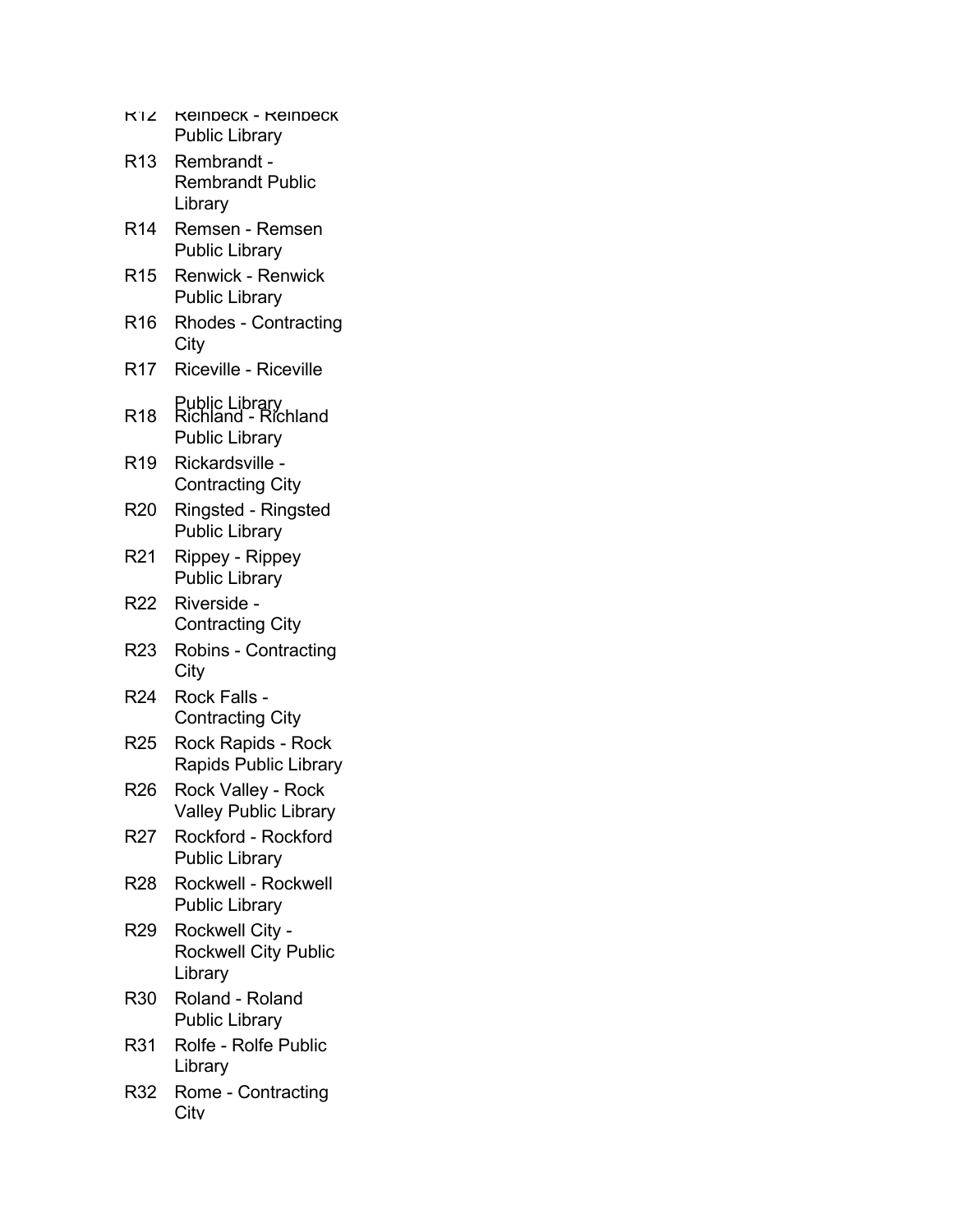R12 Reinbeck - Reinbeck Public Library

R13 Rembrandt - Rembrandt Public Library

R14 Remsen - Remsen Public Library

R15 Renwick - Renwick Public Library

R16 Rhodes - Contracting City

R17 Riceville - Riceville Public Library

R18 Richland - Richland Public Library

R19 Rickardsville - Contracting City

R20 Ringsted - Ringsted Public Library

R21 Rippey - Rippey Public Library

R22 Riverside - Contracting City

R23 Robins - Contracting City

R24 Rock Falls - Contracting City

R25 Rock Rapids - Rock Rapids Public Library

R26 Rock Valley - Rock Valley Public Library

R27 Rockford - Rockford Public Library

R28 Rockwell - Rockwell Public Library

R29 Rockwell City - Rockwell City Public Library

R30 Roland - Roland Public Library

R31 Rolfe - Rolfe Public Library

R32 Rome - Contracting City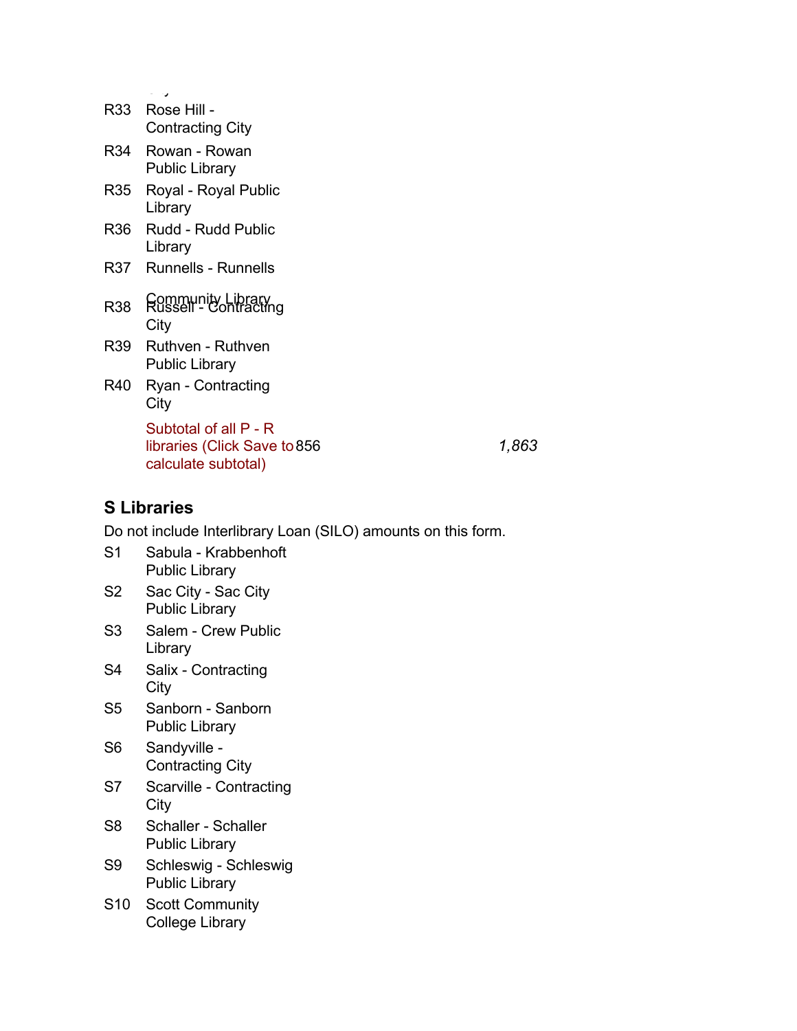| | | | |
|---|---|---|---|
| R33 | Rose Hill - Contracting City | | |
| R34 | Rowan - Rowan Public Library | | |
| R35 | Royal - Royal Public Library | | |
| R36 | Rudd - Rudd Public Library | | |
| R37 | Runnells - Runnells Community Library | | |
| R38 | Russell - Contracting City | | |
| R39 | Ruthven - Ruthven Public Library | | |
| R40 | Ryan - Contracting City | | |
| | Subtotal of all P - R libraries (Click Save to calculate subtotal) | 856 | *1,863* |

## S Libraries

Do not include Interlibrary Loan (SILO) amounts on this form.

| | |
|---|---|
| S1 | Sabula - Krabbenhoft Public Library |
| S2 | Sac City - Sac City Public Library |
| S3 | Salem - Crew Public Library |
| S4 | Salix - Contracting City |
| S5 | Sanborn - Sanborn Public Library |
| S6 | Sandyville - Contracting City |
| S7 | Scarville - Contracting City |
| S8 | Schaller - Schaller Public Library |
| S9 | Schleswig - Schleswig Public Library |
| S10 | Scott Community College Library |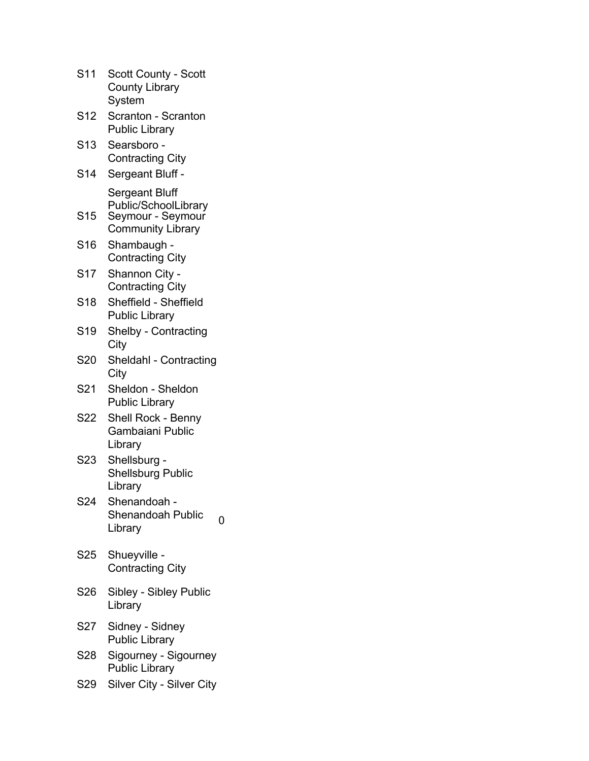| | | |
|---|---|---|
| S11 | Scott County - Scott County Library System | |
| S12 | Scranton - Scranton Public Library | |
| S13 | Searsboro - Contracting City | |
| S14 | Sergeant Bluff - Sergeant Bluff Public/SchoolLibrary | |
| S15 | Seymour - Seymour Community Library | |
| S16 | Shambaugh - Contracting City | |
| S17 | Shannon City - Contracting City | |
| S18 | Sheffield - Sheffield Public Library | |
| S19 | Shelby - Contracting City | |
| S20 | Sheldahl - Contracting City | |
| S21 | Sheldon - Sheldon Public Library | |
| S22 | Shell Rock - Benny Gambaiani Public Library | |
| S23 | Shellsburg - Shellsburg Public Library | |
| S24 | Shenandoah - Shenandoah Public Library | 0 |
| S25 | Shueyville - Contracting City | |
| S26 | Sibley - Sibley Public Library | |
| S27 | Sidney - Sidney Public Library | |
| S28 | Sigourney - Sigourney Public Library | |
| S29 | Silver City - Silver City | |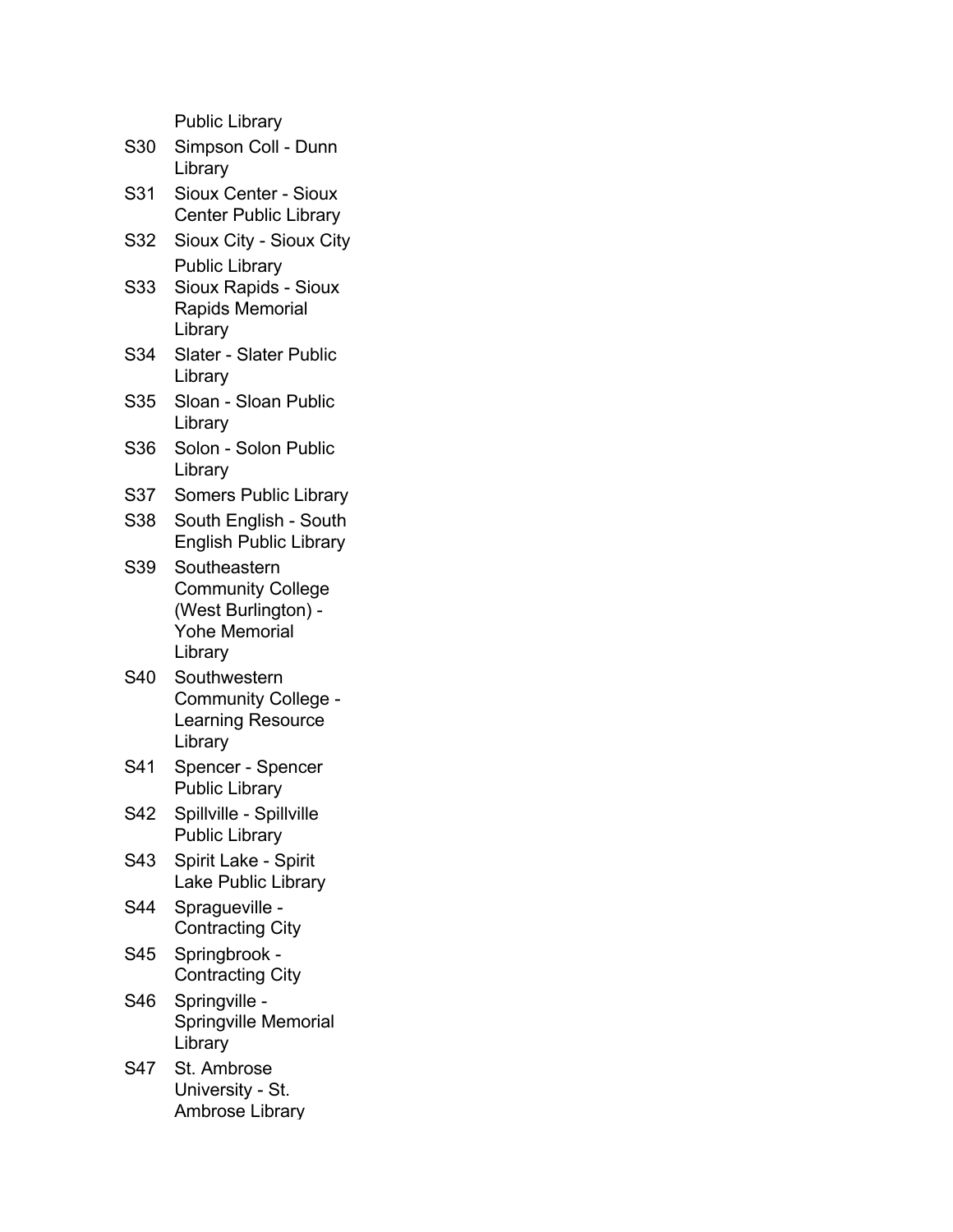Public Library

| | |
|---|---|
| S30 | Simpson Coll - Dunn Library |
| S31 | Sioux Center - Sioux Center Public Library |
| S32 | Sioux City - Sioux City Public Library |
| S33 | Sioux Rapids - Sioux Rapids Memorial Library |
| S34 | Slater - Slater Public Library |
| S35 | Sloan - Sloan Public Library |
| S36 | Solon - Solon Public Library |
| S37 | Somers Public Library |
| S38 | South English - South English Public Library |
| S39 | Southeastern Community College (West Burlington) - Yohe Memorial Library |
| S40 | Southwestern Community College - Learning Resource Library |
| S41 | Spencer - Spencer Public Library |
| S42 | Spillville - Spillville Public Library |
| S43 | Spirit Lake - Spirit Lake Public Library |
| S44 | Spragueville - Contracting City |
| S45 | Springbrook - Contracting City |
| S46 | Springville - Springville Memorial Library |
| S47 | St. Ambrose University - St. Ambrose Library |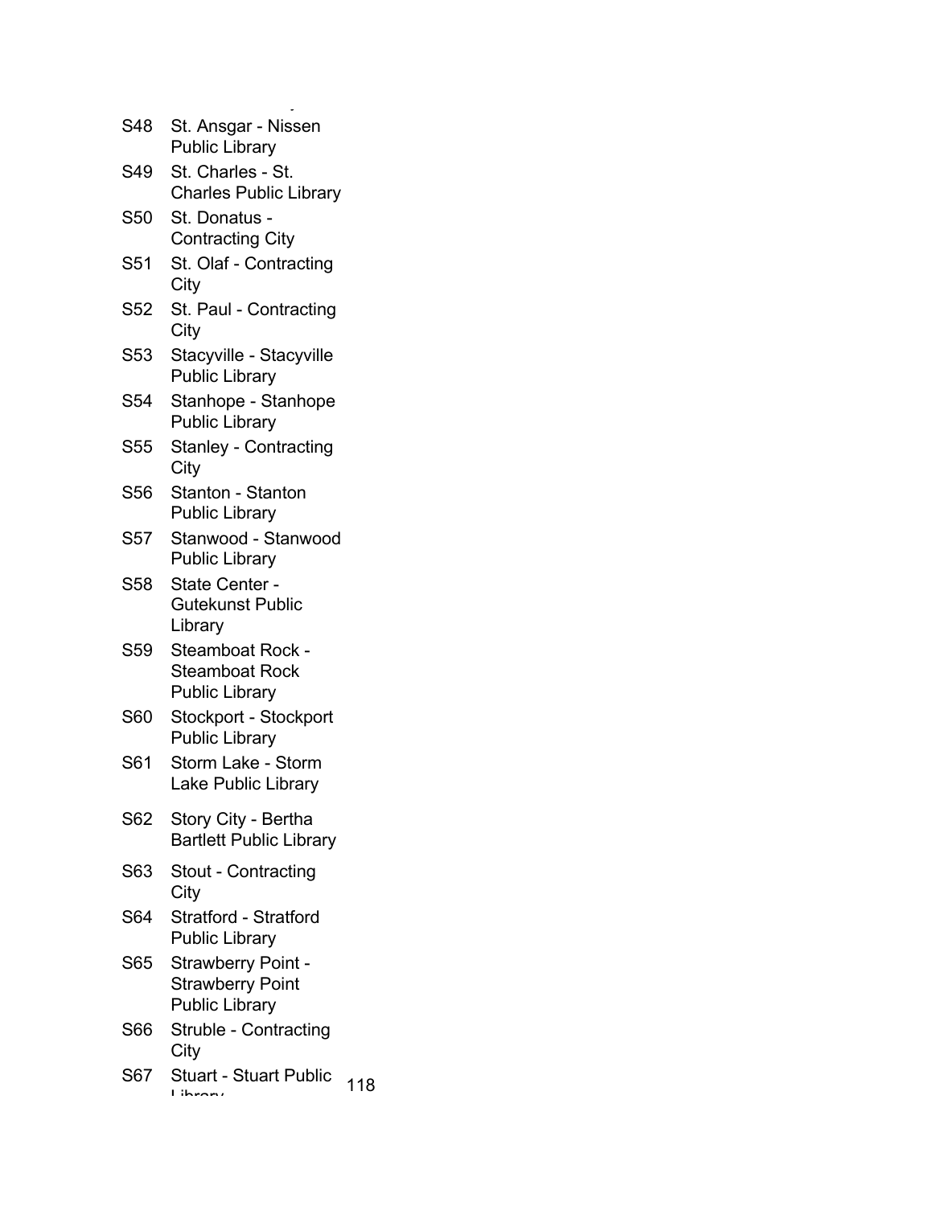| | |
|---|---|
| S48 | St. Ansgar - Nissen Public Library |
| S49 | St. Charles - St. Charles Public Library |
| S50 | St. Donatus - Contracting City |
| S51 | St. Olaf - Contracting City |
| S52 | St. Paul - Contracting City |
| S53 | Stacyville - Stacyville Public Library |
| S54 | Stanhope - Stanhope Public Library |
| S55 | Stanley - Contracting City |
| S56 | Stanton - Stanton Public Library |
| S57 | Stanwood - Stanwood Public Library |
| S58 | State Center - Gutekunst Public Library |
| S59 | Steamboat Rock - Steamboat Rock Public Library |
| S60 | Stockport - Stockport Public Library |
| S61 | Storm Lake - Storm Lake Public Library |
| S62 | Story City - Bertha Bartlett Public Library |
| S63 | Stout - Contracting City |
| S64 | Stratford - Stratford Public Library |
| S65 | Strawberry Point - Strawberry Point Public Library |
| S66 | Struble - Contracting City |
| S67 | Stuart - Stuart Public Library |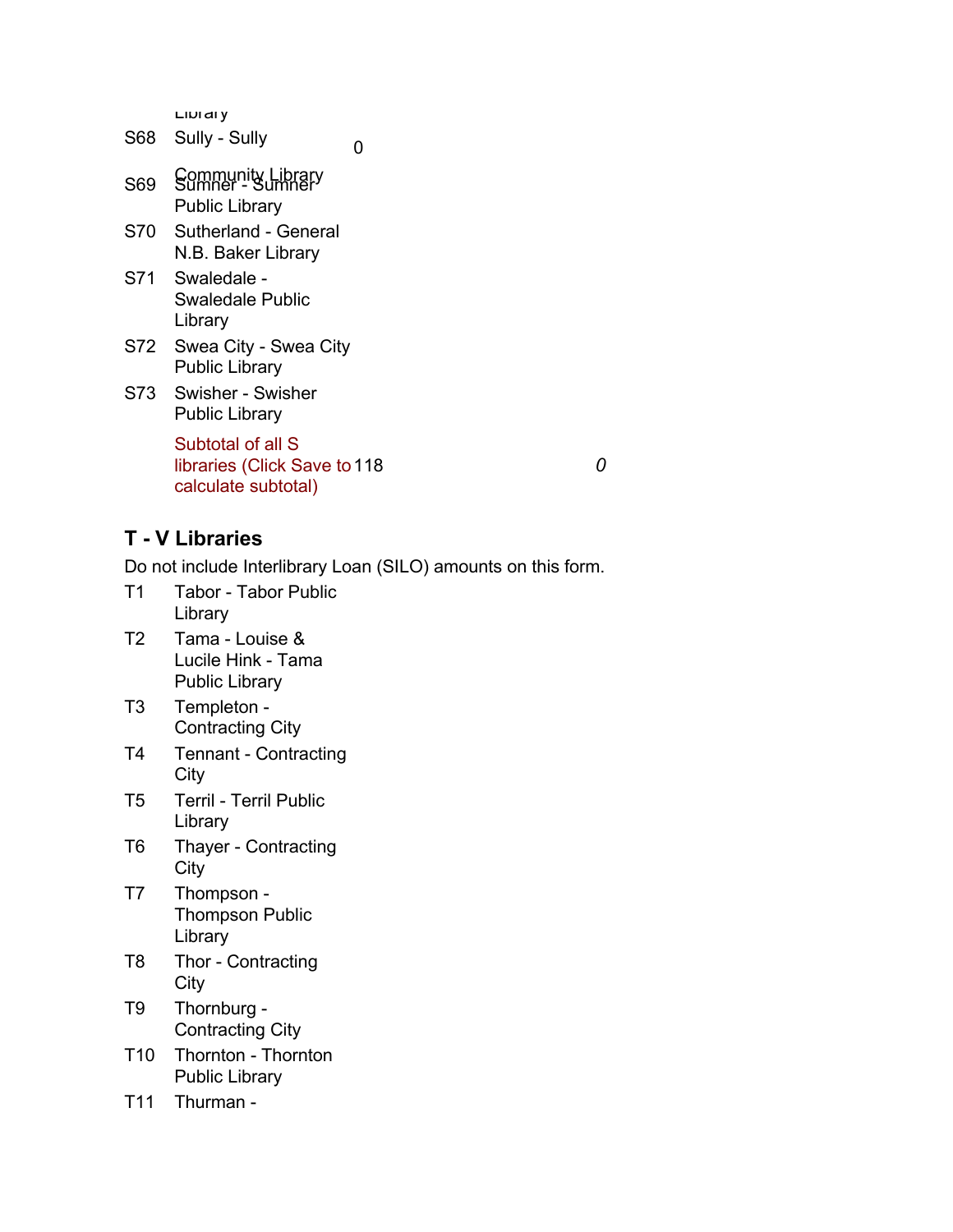Library

| | | | |
|---|---|---|---|
| S68 | Sully - Sully Community Library | 0 | |
| S69 | Sumner - Sumner Public Library | | |
| S70 | Sutherland - General N.B. Baker Library | | |
| S71 | Swaledale - Swaledale Public Library | | |
| S72 | Swea City - Swea City Public Library | | |
| S73 | Swisher - Swisher Public Library | | |
| | Subtotal of all S libraries (Click Save to calculate subtotal) | 118 | *0* |

### T - V Libraries

Do not include Interlibrary Loan (SILO) amounts on this form.

| | |
|---|---|
| T1 | Tabor - Tabor Public Library |
| T2 | Tama - Louise & Lucile Hink - Tama Public Library |
| T3 | Templeton - Contracting City |
| T4 | Tennant - Contracting City |
| T5 | Terril - Terril Public Library |
| T6 | Thayer - Contracting City |
| T7 | Thompson - Thompson Public Library |
| T8 | Thor - Contracting City |
| T9 | Thornburg - Contracting City |
| T10 | Thornton - Thornton Public Library |
| T11 | Thurman - |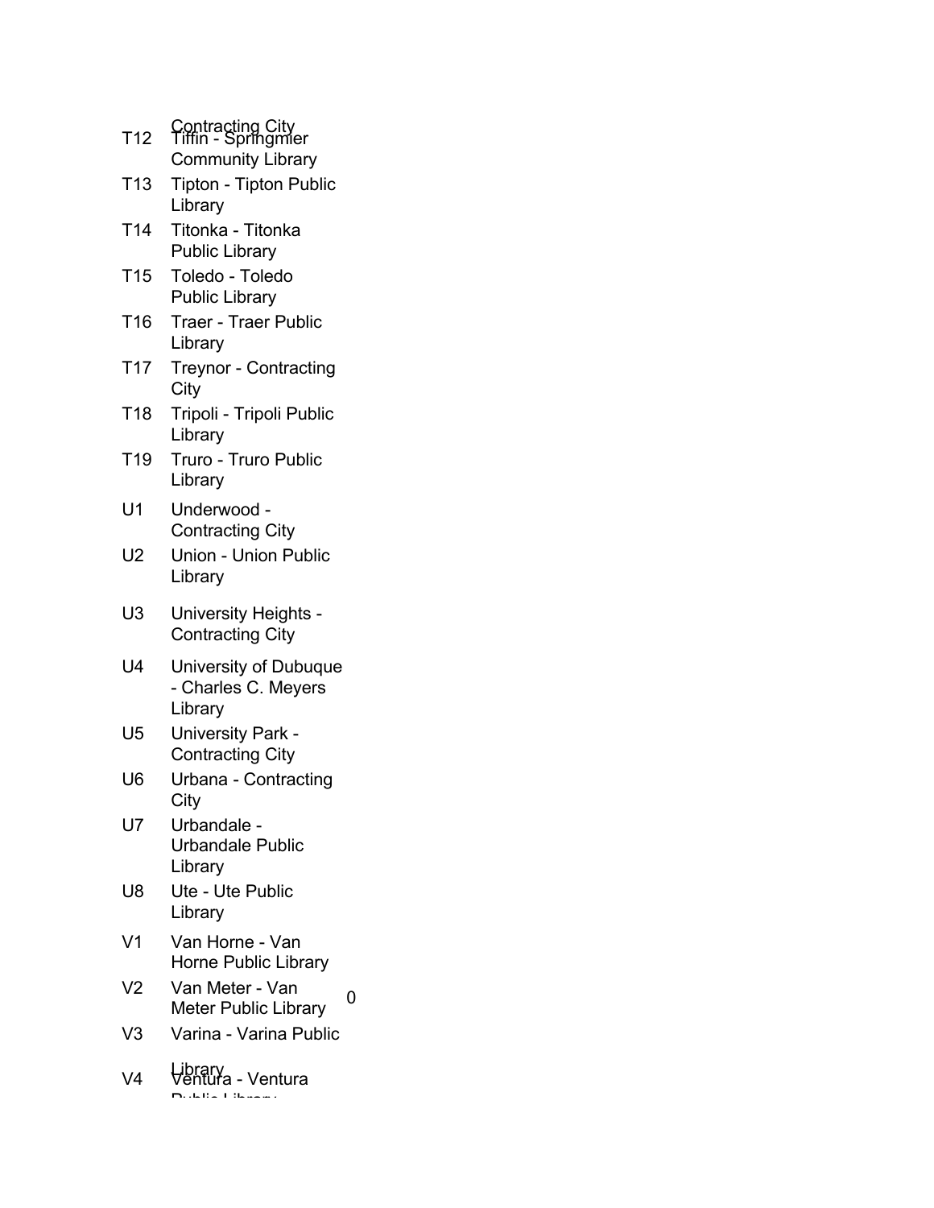| | |
|---|---|
| T12 | Tiffin - Springmier Community Library |
| T13 | Tipton - Tipton Public Library |
| T14 | Titonka - Titonka Public Library |
| T15 | Toledo - Toledo Public Library |
| T16 | Traer - Traer Public Library |
| T17 | Treynor - Contracting City |
| T18 | Tripoli - Tripoli Public Library |
| T19 | Truro - Truro Public Library |
| U1 | Underwood - Contracting City |
| U2 | Union - Union Public Library |
| U3 | University Heights - Contracting City |
| U4 | University of Dubuque - Charles C. Meyers Library |
| U5 | University Park - Contracting City |
| U6 | Urbana - Contracting City |
| U7 | Urbandale - Urbandale Public Library |
| U8 | Ute - Ute Public Library |
| V1 | Van Horne - Van Horne Public Library |
| V2 | Van Meter - Van Meter Public Library 0 |
| V3 | Varina - Varina Public Library |
| V4 | Ventura - Ventura Public Library |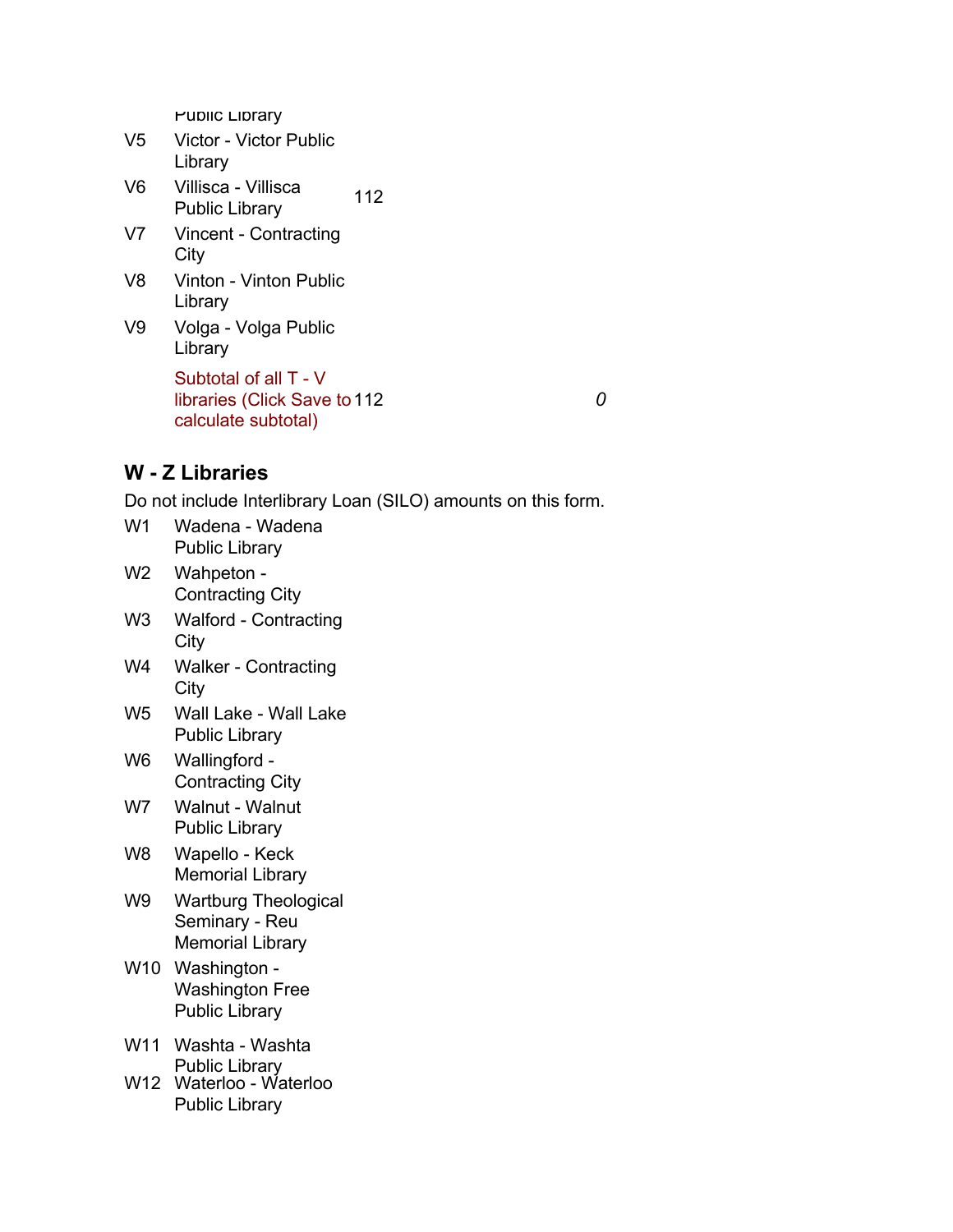| | | | |
|---|---|---|---|
| | Public Library | | |
| V5 | Victor - Victor Public Library | | |
| V6 | Villisca - Villisca Public Library | 112 | |
| V7 | Vincent - Contracting City | | |
| V8 | Vinton - Vinton Public Library | | |
| V9 | Volga - Volga Public Library | | |
| | Subtotal of all T - V libraries (Click Save to calculate subtotal) | 112 | *0* |

## W - Z Libraries

Do not include Interlibrary Loan (SILO) amounts on this form.

| | |
|---|---|
| W1 | Wadena - Wadena Public Library |
| W2 | Wahpeton - Contracting City |
| W3 | Walford - Contracting City |
| W4 | Walker - Contracting City |
| W5 | Wall Lake - Wall Lake Public Library |
| W6 | Wallingford - Contracting City |
| W7 | Walnut - Walnut Public Library |
| W8 | Wapello - Keck Memorial Library |
| W9 | Wartburg Theological Seminary - Reu Memorial Library |
| W10 | Washington - Washington Free Public Library |
| W11 | Washta - Washta Public Library |
| W12 | Waterloo - Waterloo Public Library |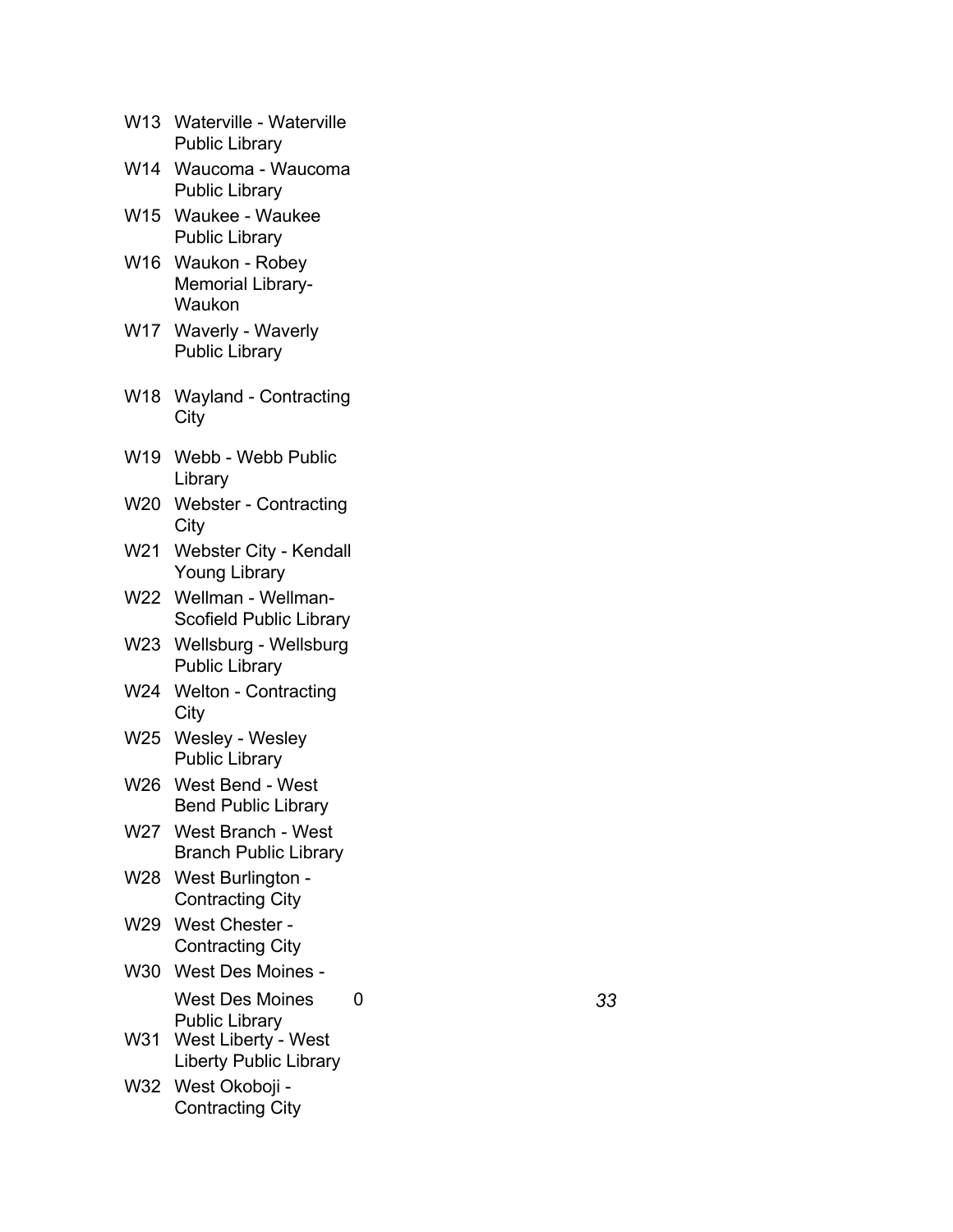| | | | |
|---|---|---|---|
| W13 | Waterville - Waterville Public Library | | |
| W14 | Waucoma - Waucoma Public Library | | |
| W15 | Waukee - Waukee Public Library | | |
| W16 | Waukon - Robey Memorial Library-Waukon | | |
| W17 | Waverly - Waverly Public Library | | |
| W18 | Wayland - Contracting City | | |
| W19 | Webb - Webb Public Library | | |
| W20 | Webster - Contracting City | | |
| W21 | Webster City - Kendall Young Library | | |
| W22 | Wellman - Wellman-Scofield Public Library | | |
| W23 | Wellsburg - Wellsburg Public Library | | |
| W24 | Welton - Contracting City | | |
| W25 | Wesley - Wesley Public Library | | |
| W26 | West Bend - West Bend Public Library | | |
| W27 | West Branch - West Branch Public Library | | |
| W28 | West Burlington - Contracting City | | |
| W29 | West Chester - Contracting City | | |
| W30 | West Des Moines - West Des Moines Public Library | 0 | *33* |
| W31 | West Liberty - West Liberty Public Library | | |
| W32 | West Okoboji - Contracting City | | |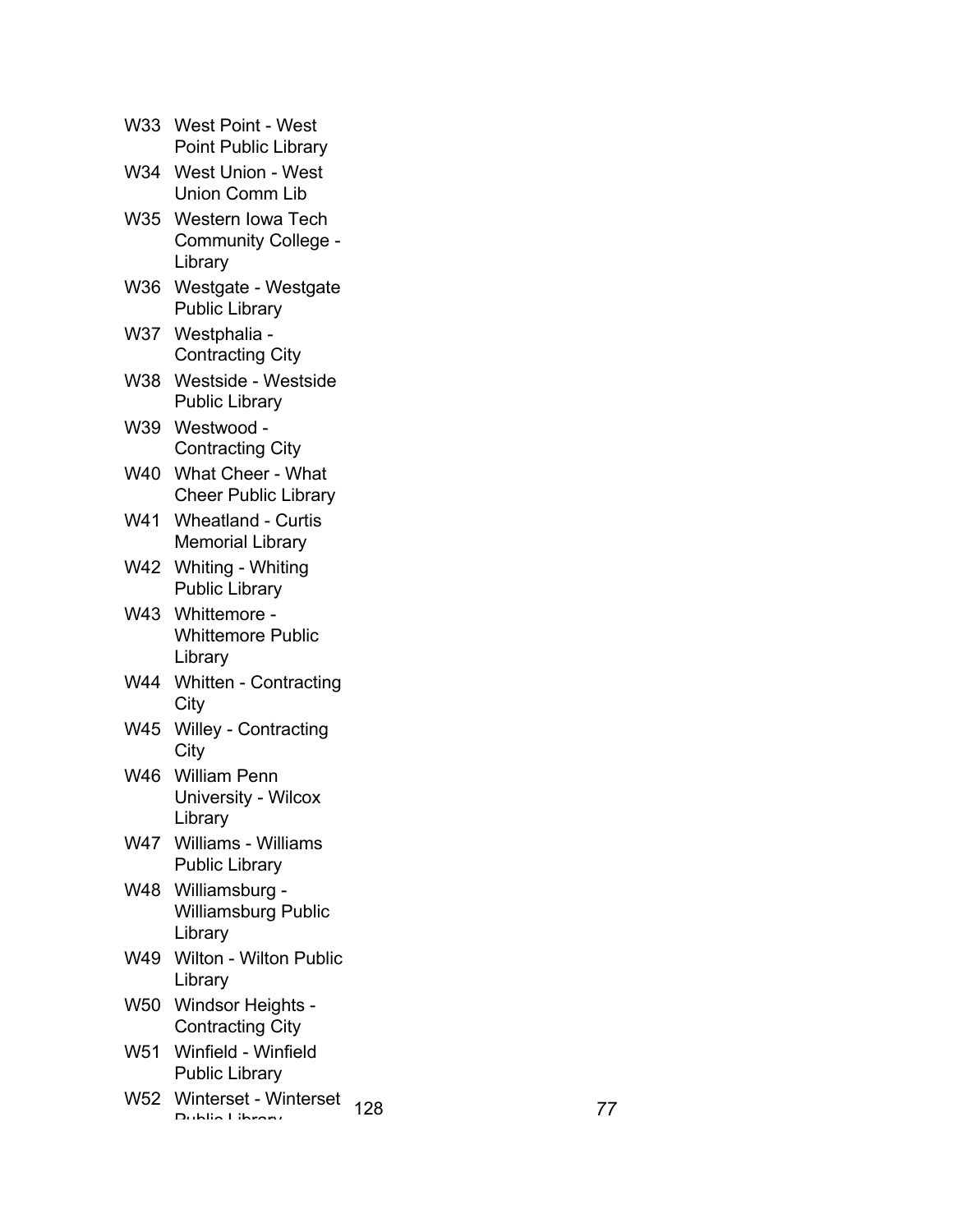| | | | |
|---|---|---|---|
| W33 | West Point - West Point Public Library | | |
| W34 | West Union - West Union Comm Lib | | |
| W35 | Western Iowa Tech Community College - Library | | |
| W36 | Westgate - Westgate Public Library | | |
| W37 | Westphalia - Contracting City | | |
| W38 | Westside - Westside Public Library | | |
| W39 | Westwood - Contracting City | | |
| W40 | What Cheer - What Cheer Public Library | | |
| W41 | Wheatland - Curtis Memorial Library | | |
| W42 | Whiting - Whiting Public Library | | |
| W43 | Whittemore - Whittemore Public Library | | |
| W44 | Whitten - Contracting City | | |
| W45 | Willey - Contracting City | | |
| W46 | William Penn University - Wilcox Library | | |
| W47 | Williams - Williams Public Library | | |
| W48 | Williamsburg - Williamsburg Public Library | | |
| W49 | Wilton - Wilton Public Library | | |
| W50 | Windsor Heights - Contracting City | | |
| W51 | Winfield - Winfield Public Library | | |
| W52 | Winterset - Winterset Public Library | 128 | 77 |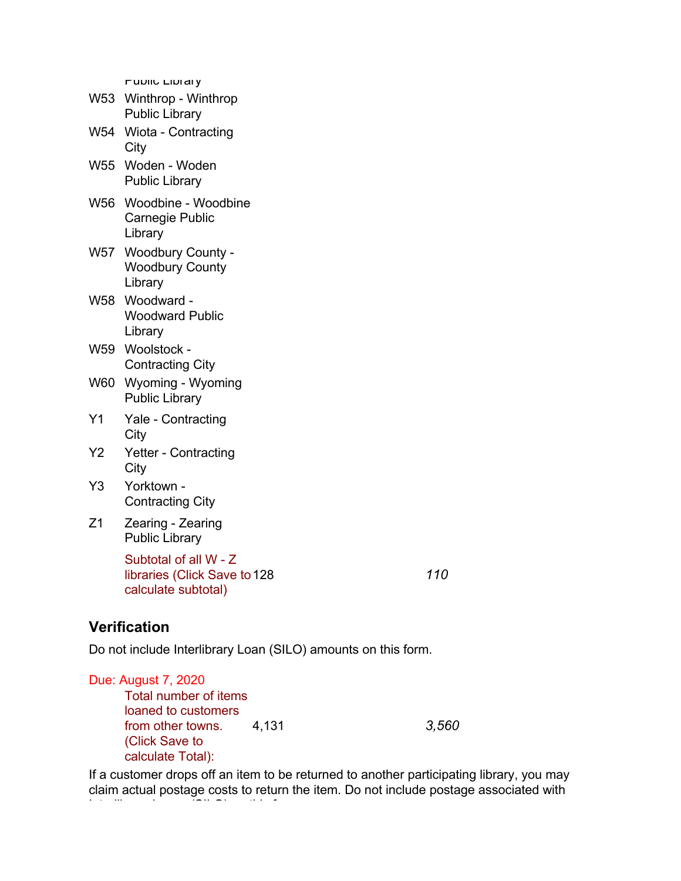| | | | |
|---|---|---|---|
| | Public Library | | |
| W53 | Winthrop - Winthrop Public Library | | |
| W54 | Wiota - Contracting City | | |
| W55 | Woden - Woden Public Library | | |
| W56 | Woodbine - Woodbine Carnegie Public Library | | |
| W57 | Woodbury County - Woodbury County Library | | |
| W58 | Woodward - Woodward Public Library | | |
| W59 | Woolstock - Contracting City | | |
| W60 | Wyoming - Wyoming Public Library | | |
| Y1 | Yale - Contracting City | | |
| Y2 | Yetter - Contracting City | | |
| Y3 | Yorktown - Contracting City | | |
| Z1 | Zearing - Zearing Public Library | | |
| | Subtotal of all W - Z libraries (Click Save to calculate subtotal) | 128 | *110* |

## Verification

Do not include Interlibrary Loan (SILO) amounts on this form.

Due: August 7, 2020

| | | |
|---|---|---|
| Total number of items loaned to customers from other towns. (Click Save to calculate Total): | 4,131 | *3,560* |

If a customer drops off an item to be returned to another participating library, you may claim actual postage costs to return the item. Do not include postage associated with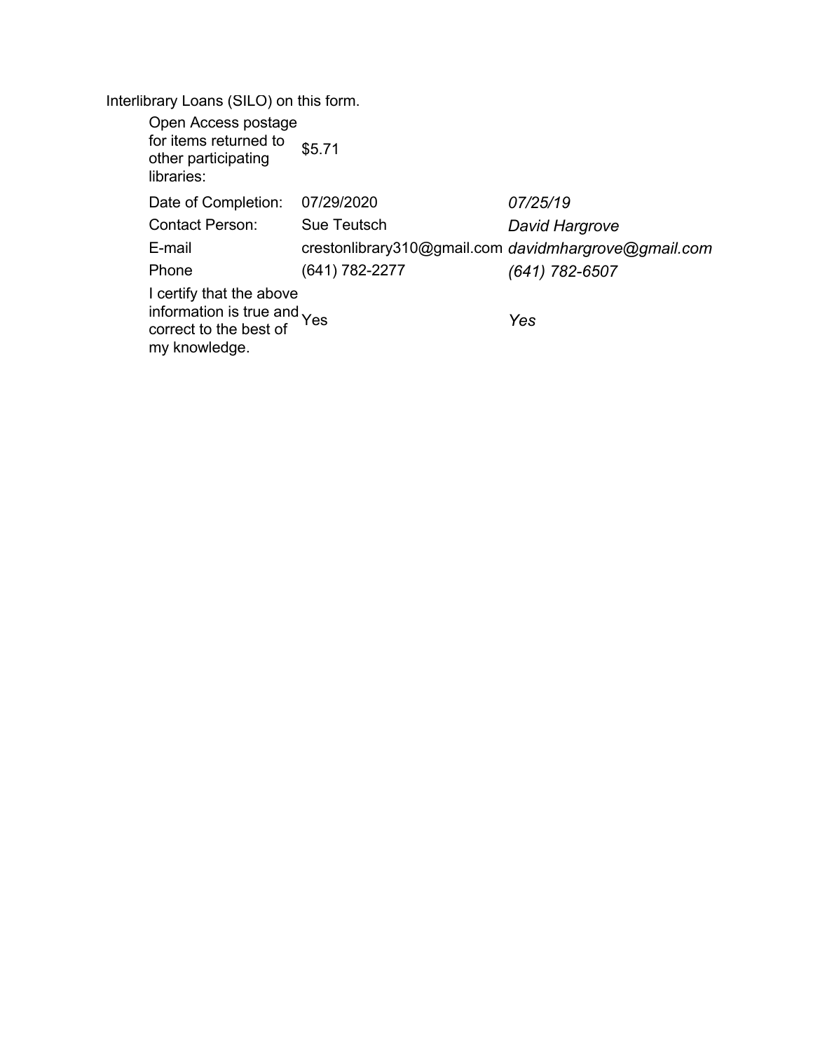Interlibrary Loans (SILO) on this form.

| | | |
|---|---|---|
| Open Access postage for items returned to other participating libraries: | $5.71 | |
| Date of Completion: | 07/29/2020 | *07/25/19* |
| Contact Person: | Sue Teutsch | *David Hargrove* |
| E-mail | crestonlibrary310@gmail.com | *davidmhargrove@gmail.com* |
| Phone | (641) 782-2277 | *(641) 782-6507* |
| I certify that the above information is true and correct to the best of my knowledge. | Yes | *Yes* |